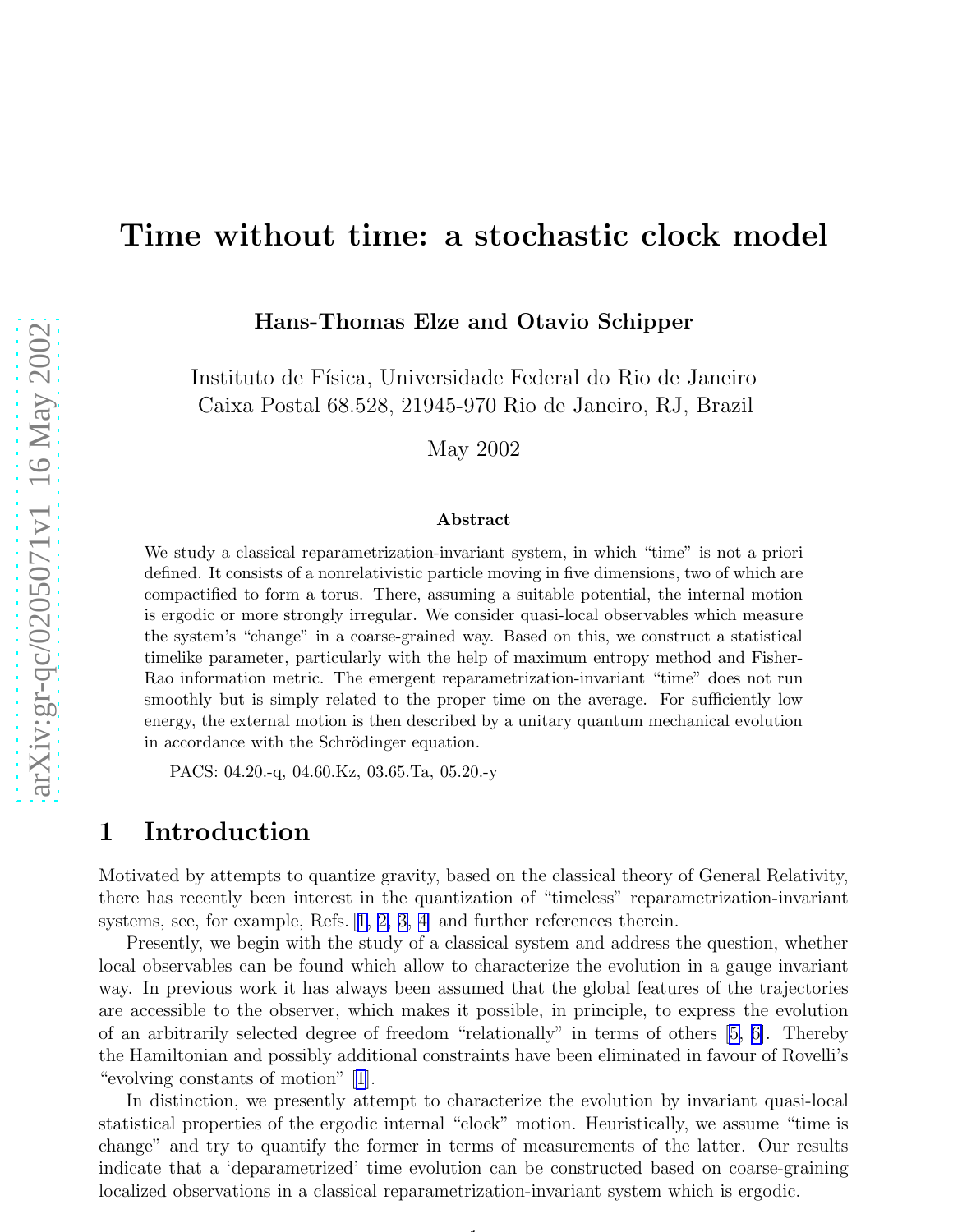# Time without time: a stochastic clock model

**Hans-Thomas Elze and Otavio Schipper**

Instituto de Física, Universidade Federal do Rio de Janeiro
Caixa Postal 68.528, 21945-970 Rio de Janeiro, RJ, Brazil

May 2002

**Abstract**

We study a classical reparametrization-invariant system, in which "time" is not a priori defined. It consists of a nonrelativistic particle moving in five dimensions, two of which are compactified to form a torus. There, assuming a suitable potential, the internal motion is ergodic or more strongly irregular. We consider quasi-local observables which measure the system's "change" in a coarse-grained way. Based on this, we construct a statistical timelike parameter, particularly with the help of maximum entropy method and Fisher-Rao information metric. The emergent reparametrization-invariant "time" does not run smoothly but is simply related to the proper time on the average. For sufficiently low energy, the external motion is then described by a unitary quantum mechanical evolution in accordance with the Schrödinger equation.

PACS: 04.20.-q, 04.60.Kz, 03.65.Ta, 05.20.-y

## 1 Introduction

Motivated by attempts to quantize gravity, based on the classical theory of General Relativity, there has recently been interest in the quantization of "timeless" reparametrization-invariant systems, see, for example, Refs. [1, 2, 3, 4] and further references therein.

Presently, we begin with the study of a classical system and address the question, whether local observables can be found which allow to characterize the evolution in a gauge invariant way. In previous work it has always been assumed that the global features of the trajectories are accessible to the observer, which makes it possible, in principle, to express the evolution of an arbitrarily selected degree of freedom "relationally" in terms of others [5, 6]. Thereby the Hamiltonian and possibly additional constraints have been eliminated in favour of Rovelli's "evolving constants of motion" [1].

In distinction, we presently attempt to characterize the evolution by invariant quasi-local statistical properties of the ergodic internal "clock" motion. Heuristically, we assume "time is change" and try to quantify the former in terms of measurements of the latter. Our results indicate that a 'deparametrized' time evolution can be constructed based on coarse-graining localized observations in a classical reparametrization-invariant system which is ergodic.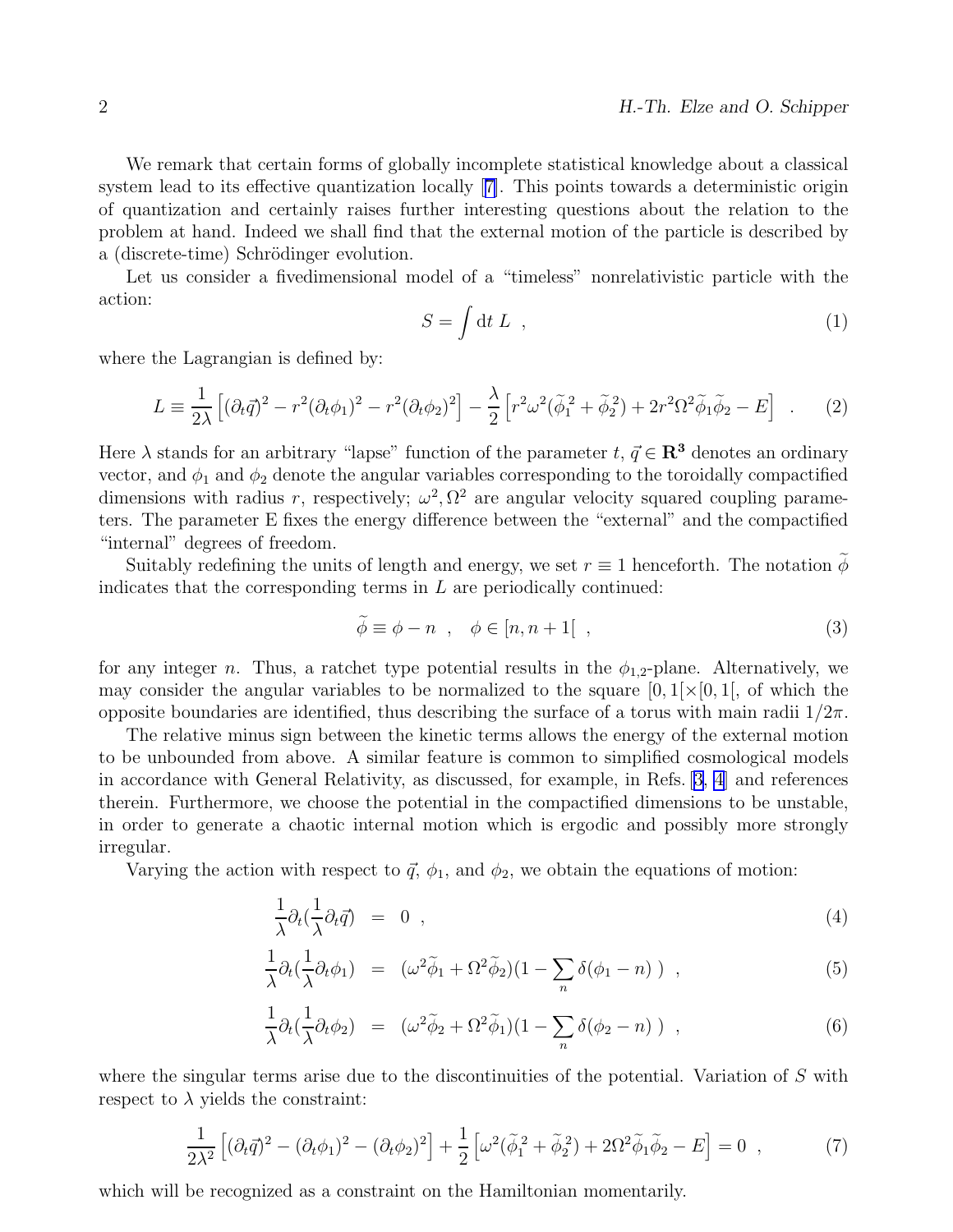We remark that certain forms of globally incomplete statistical knowledge about a classical system lead to its effective quantization locally [7]. This points towards a deterministic origin of quantization and certainly raises further interesting questions about the relation to the problem at hand. Indeed we shall find that the external motion of the particle is described by a (discrete-time) Schrödinger evolution.

Let us consider a fivedimensional model of a "timeless" nonrelativistic particle with the action:

$$S = \int \mathrm{d}t \; L \quad , \tag{1}$$

where the Lagrangian is defined by:

$$L \equiv \frac{1}{2\lambda}\left[(\partial_t\vec{q})^2 - r^2(\partial_t\phi_1)^2 - r^2(\partial_t\phi_2)^2\right] - \frac{\lambda}{2}\left[r^2\omega^2(\widetilde{\phi}_1^{\,2}+\widetilde{\phi}_2^{\,2}) + 2r^2\Omega^2\widetilde{\phi}_1\widetilde{\phi}_2 - E\right] \quad . \tag{2}$$

Here $\lambda$ stands for an arbitrary "lapse" function of the parameter $t$, $\vec{q}\in\mathbf{R^3}$ denotes an ordinary vector, and $\phi_1$ and $\phi_2$ denote the angular variables corresponding to the toroidally compactified dimensions with radius $r$, respectively; $\omega^2, \Omega^2$ are angular velocity squared coupling parameters. The parameter E fixes the energy difference between the "external" and the compactified "internal" degrees of freedom.

Suitably redefining the units of length and energy, we set $r\equiv 1$ henceforth. The notation $\widetilde{\phi}$ indicates that the corresponding terms in $L$ are periodically continued:

$$\widetilde{\phi} \equiv \phi - n \quad , \quad \phi\in[n, n+1[ \quad , \tag{3}$$

for any integer $n$. Thus, a ratchet type potential results in the $\phi_{1,2}$-plane. Alternatively, we may consider the angular variables to be normalized to the square $[0,1[\times[0,1[$, of which the opposite boundaries are identified, thus describing the surface of a torus with main radii $1/2\pi$.

The relative minus sign between the kinetic terms allows the energy of the external motion to be unbounded from above. A similar feature is common to simplified cosmological models in accordance with General Relativity, as discussed, for example, in Refs. [3, 4] and references therein. Furthermore, we choose the potential in the compactified dimensions to be unstable, in order to generate a chaotic internal motion which is ergodic and possibly more strongly irregular.

Varying the action with respect to $\vec{q}$, $\phi_1$, and $\phi_2$, we obtain the equations of motion:

$$\frac{1}{\lambda}\partial_t(\frac{1}{\lambda}\partial_t\vec{q}) = 0 \quad , \tag{4}$$

$$\frac{1}{\lambda}\partial_t(\frac{1}{\lambda}\partial_t\phi_1) = (\omega^2\widetilde{\phi}_1 + \Omega^2\widetilde{\phi}_2)(1-\sum_n\delta(\phi_1-n)\,) \quad , \tag{5}$$

$$\frac{1}{\lambda}\partial_t(\frac{1}{\lambda}\partial_t\phi_2) = (\omega^2\widetilde{\phi}_2 + \Omega^2\widetilde{\phi}_1)(1-\sum_n\delta(\phi_2-n)\,) \quad , \tag{6}$$

where the singular terms arise due to the discontinuities of the potential. Variation of $S$ with respect to $\lambda$ yields the constraint:

$$\frac{1}{2\lambda^2}\left[(\partial_t\vec{q})^2 - (\partial_t\phi_1)^2 - (\partial_t\phi_2)^2\right] + \frac{1}{2}\left[\omega^2(\widetilde{\phi}_1^{\,2}+\widetilde{\phi}_2^{\,2}) + 2\Omega^2\widetilde{\phi}_1\widetilde{\phi}_2 - E\right] = 0 \quad , \tag{7}$$

which will be recognized as a constraint on the Hamiltonian momentarily.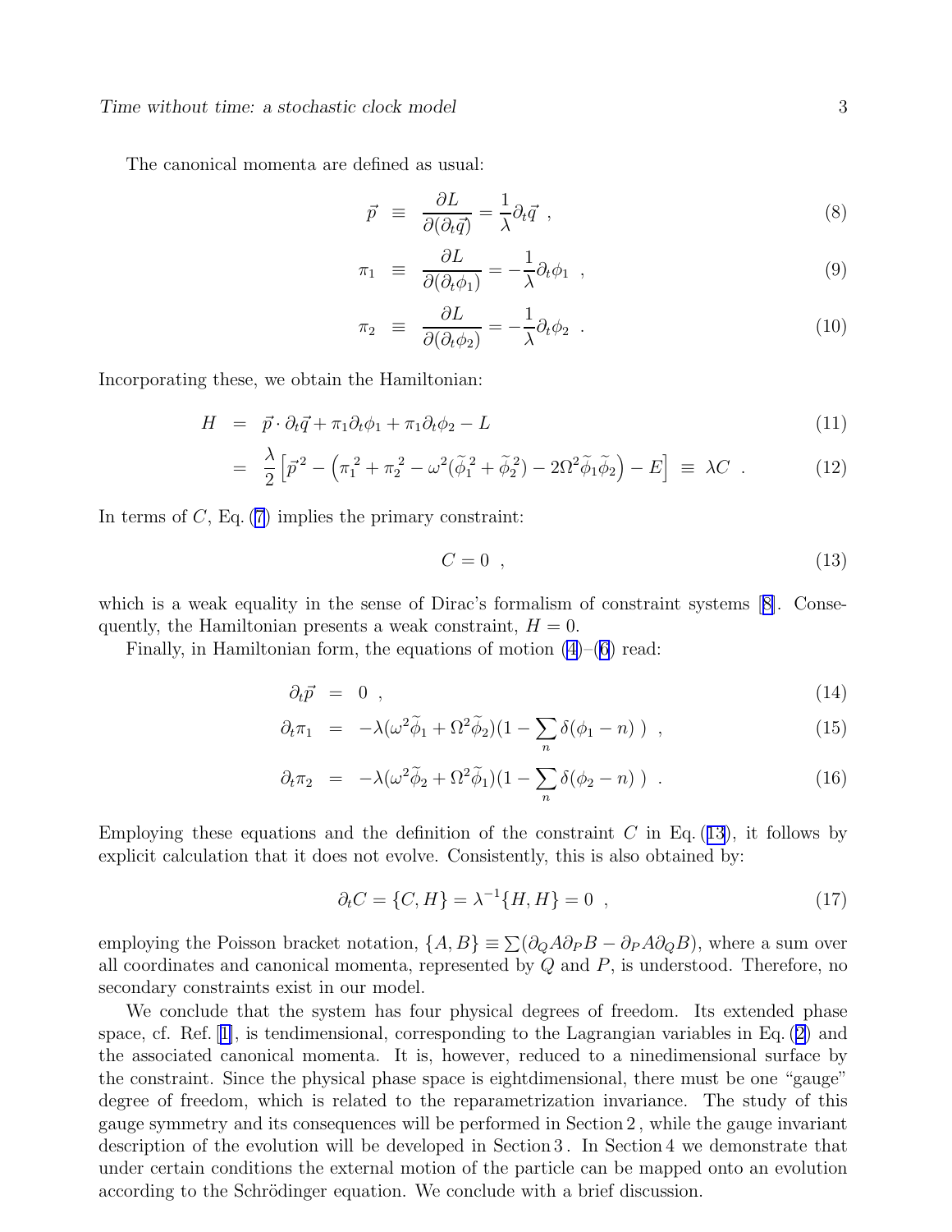The canonical momenta are defined as usual:

$$\vec{p} \equiv \frac{\partial L}{\partial(\partial_t \vec{q})} = \frac{1}{\lambda}\partial_t \vec{q} \ , \tag{8}$$

$$\pi_1 \equiv \frac{\partial L}{\partial(\partial_t \phi_1)} = -\frac{1}{\lambda}\partial_t \phi_1 \ , \tag{9}$$

$$\pi_2 \equiv \frac{\partial L}{\partial(\partial_t \phi_2)} = -\frac{1}{\lambda}\partial_t \phi_2 \ . \tag{10}$$

Incorporating these, we obtain the Hamiltonian:

$$H = \vec{p}\cdot\partial_t\vec{q} + \pi_1\partial_t\phi_1 + \pi_1\partial_t\phi_2 - L \tag{11}$$

$$= \frac{\lambda}{2}\Big[\vec{p}^{\,2} - \Big({\pi_1}^2 + {\pi_2}^2 - \omega^2(\widetilde{\phi}_1^{\,2} + \widetilde{\phi}_2^{\,2}) - 2\Omega^2\widetilde{\phi}_1\widetilde{\phi}_2\Big) - E\Big] \equiv \lambda C \ . \tag{12}$$

In terms of $C$, Eq. (7) implies the primary constraint:

$$C = 0 \ , \tag{13}$$

which is a weak equality in the sense of Dirac's formalism of constraint systems [8]. Consequently, the Hamiltonian presents a weak constraint, $H = 0$.

Finally, in Hamiltonian form, the equations of motion (4)–(6) read:

$$\partial_t\vec{p} = 0 \ , \tag{14}$$

$$\partial_t\pi_1 = -\lambda(\omega^2\widetilde{\phi}_1 + \Omega^2\widetilde{\phi}_2)(1 - \sum_n \delta(\phi_1 - n)\ ) \ , \tag{15}$$

$$\partial_t\pi_2 = -\lambda(\omega^2\widetilde{\phi}_2 + \Omega^2\widetilde{\phi}_1)(1 - \sum_n \delta(\phi_2 - n)\ ) \ . \tag{16}$$

Employing these equations and the definition of the constraint $C$ in Eq. (13), it follows by explicit calculation that it does not evolve. Consistently, this is also obtained by:

$$\partial_t C = \{C, H\} = \lambda^{-1}\{H, H\} = 0 \ , \tag{17}$$

employing the Poisson bracket notation, $\{A, B\} \equiv \sum(\partial_Q A\partial_P B - \partial_P A\partial_Q B)$, where a sum over all coordinates and canonical momenta, represented by $Q$ and $P$, is understood. Therefore, no secondary constraints exist in our model.

We conclude that the system has four physical degrees of freedom. Its extended phase space, cf. Ref. [1], is tendimensional, corresponding to the Lagrangian variables in Eq. (2) and the associated canonical momenta. It is, however, reduced to a ninedimensional surface by the constraint. Since the physical phase space is eightdimensional, there must be one "gauge" degree of freedom, which is related to the reparametrization invariance. The study of this gauge symmetry and its consequences will be performed in Section 2 , while the gauge invariant description of the evolution will be developed in Section 3 . In Section 4 we demonstrate that under certain conditions the external motion of the particle can be mapped onto an evolution according to the Schrödinger equation. We conclude with a brief discussion.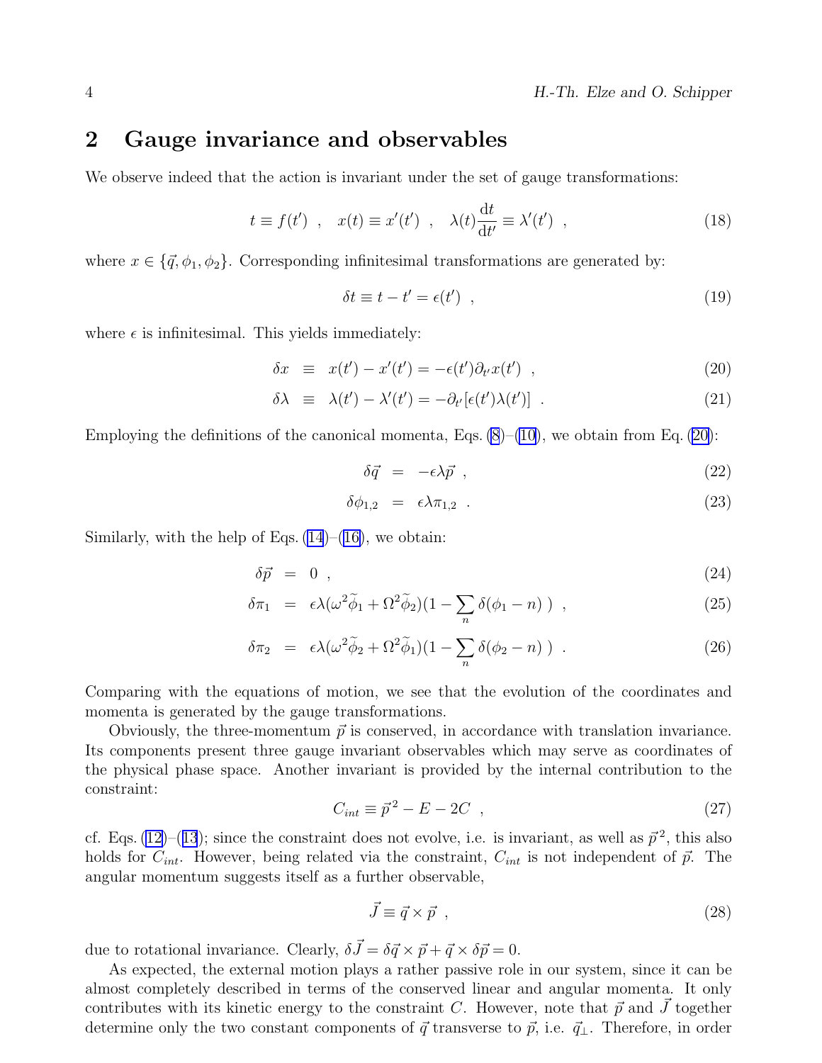## 2 Gauge invariance and observables

We observe indeed that the action is invariant under the set of gauge transformations:

$$t \equiv f(t') \ , \quad x(t) \equiv x'(t') \ , \quad \lambda(t)\frac{\mathrm{d}t}{\mathrm{d}t'} \equiv \lambda'(t') \ , \tag{18}$$

where $x \in \{\vec{q}, \phi_1, \phi_2\}$. Corresponding infinitesimal transformations are generated by:

$$\delta t \equiv t - t' = \epsilon(t') \ , \tag{19}$$

where $\epsilon$ is infinitesimal. This yields immediately:

$$\delta x \ \equiv \ x(t') - x'(t') = -\epsilon(t')\partial_{t'} x(t') \ , \tag{20}$$

$$\delta \lambda \ \equiv \ \lambda(t') - \lambda'(t') = -\partial_{t'}[\epsilon(t')\lambda(t')] \ . \tag{21}$$

Employing the definitions of the canonical momenta, Eqs. (8)–(10), we obtain from Eq. (20):

$$\delta \vec{q} \ = \ -\epsilon\lambda\vec{p} \ , \tag{22}$$

$$\delta \phi_{1,2} \ = \ \epsilon\lambda\pi_{1,2} \ . \tag{23}$$

Similarly, with the help of Eqs. (14)–(16), we obtain:

$$\delta \vec{p} \ = \ 0 \ , \tag{24}$$

$$\delta \pi_1 \ = \ \epsilon\lambda(\omega^2\widetilde{\phi}_1 + \Omega^2\widetilde{\phi}_2)(1 - \sum_n \delta(\phi_1 - n)\ ) \ , \tag{25}$$

$$\delta \pi_2 \ = \ \epsilon\lambda(\omega^2\widetilde{\phi}_2 + \Omega^2\widetilde{\phi}_1)(1 - \sum_n \delta(\phi_2 - n)\ ) \ . \tag{26}$$

Comparing with the equations of motion, we see that the evolution of the coordinates and momenta is generated by the gauge transformations.

Obviously, the three-momentum $\vec{p}$ is conserved, in accordance with translation invariance. Its components present three gauge invariant observables which may serve as coordinates of the physical phase space. Another invariant is provided by the internal contribution to the constraint:

$$C_{int} \equiv \vec{p}^{\,2} - E - 2C \ , \tag{27}$$

cf. Eqs. (12)–(13); since the constraint does not evolve, i.e. is invariant, as well as $\vec{p}^{\,2}$, this also holds for $C_{int}$. However, being related via the constraint, $C_{int}$ is not independent of $\vec{p}$. The angular momentum suggests itself as a further observable,

$$\vec{J} \equiv \vec{q} \times \vec{p} \ , \tag{28}$$

due to rotational invariance. Clearly, $\delta\vec{J} = \delta\vec{q} \times \vec{p} + \vec{q} \times \delta\vec{p} = 0$.

As expected, the external motion plays a rather passive role in our system, since it can be almost completely described in terms of the conserved linear and angular momenta. It only contributes with its kinetic energy to the constraint $C$. However, note that $\vec{p}$ and $\vec{J}$ together determine only the two constant components of $\vec{q}$ transverse to $\vec{p}$, i.e. $\vec{q}_\perp$. Therefore, in order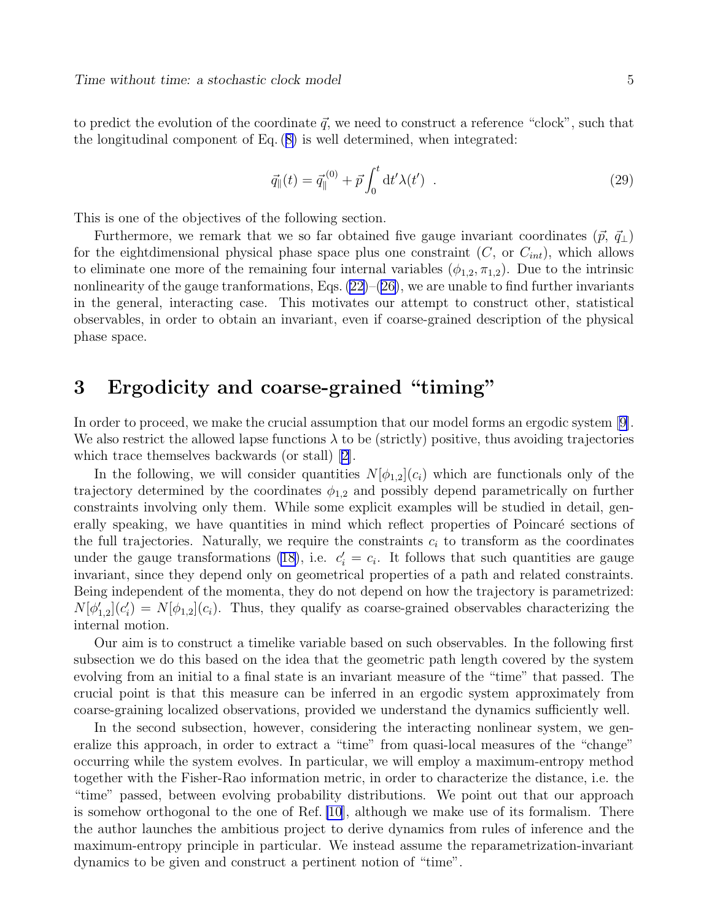to predict the evolution of the coordinate $\vec{q}$, we need to construct a reference "clock", such that the longitudinal component of Eq. (8) is well determined, when integrated:

$$\vec{q}_{\parallel}(t) = \vec{q}_{\parallel}^{\,(0)} + \vec{p}\int_0^t \mathrm{d}t'\lambda(t') \ . \tag{29}$$

This is one of the objectives of the following section.

Furthermore, we remark that we so far obtained five gauge invariant coordinates ($\vec{p}$, $\vec{q}_{\perp}$) for the eightdimensional physical phase space plus one constraint ($C$, or $C_{int}$), which allows to eliminate one more of the remaining four internal variables ($\phi_{1,2}, \pi_{1,2}$). Due to the intrinsic nonlinearity of the gauge tranformations, Eqs. (22)–(26), we are unable to find further invariants in the general, interacting case. This motivates our attempt to construct other, statistical observables, in order to obtain an invariant, even if coarse-grained description of the physical phase space.

## 3 Ergodicity and coarse-grained "timing"

In order to proceed, we make the crucial assumption that our model forms an ergodic system [9]. We also restrict the allowed lapse functions $\lambda$ to be (strictly) positive, thus avoiding trajectories which trace themselves backwards (or stall) [2].

In the following, we will consider quantities $N[\phi_{1,2}](c_i)$ which are functionals only of the trajectory determined by the coordinates $\phi_{1,2}$ and possibly depend parametrically on further constraints involving only them. While some explicit examples will be studied in detail, generally speaking, we have quantities in mind which reflect properties of Poincaré sections of the full trajectories. Naturally, we require the constraints $c_i$ to transform as the coordinates under the gauge transformations (18), i.e. $c_i' = c_i$. It follows that such quantities are gauge invariant, since they depend only on geometrical properties of a path and related constraints. Being independent of the momenta, they do not depend on how the trajectory is parametrized: $N[\phi_{1,2}'](c_i') = N[\phi_{1,2}](c_i)$. Thus, they qualify as coarse-grained observables characterizing the internal motion.

Our aim is to construct a timelike variable based on such observables. In the following first subsection we do this based on the idea that the geometric path length covered by the system evolving from an initial to a final state is an invariant measure of the "time" that passed. The crucial point is that this measure can be inferred in an ergodic system approximately from coarse-graining localized observations, provided we understand the dynamics sufficiently well.

In the second subsection, however, considering the interacting nonlinear system, we generalize this approach, in order to extract a "time" from quasi-local measures of the "change" occurring while the system evolves. In particular, we will employ a maximum-entropy method together with the Fisher-Rao information metric, in order to characterize the distance, i.e. the "time" passed, between evolving probability distributions. We point out that our approach is somehow orthogonal to the one of Ref. [10], although we make use of its formalism. There the author launches the ambitious project to derive dynamics from rules of inference and the maximum-entropy principle in particular. We instead assume the reparametrization-invariant dynamics to be given and construct a pertinent notion of "time".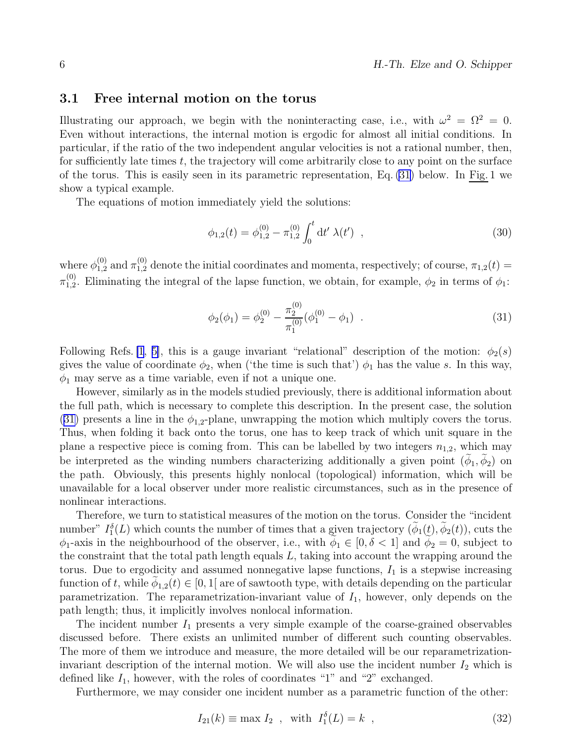### 3.1 Free internal motion on the torus

Illustrating our approach, we begin with the noninteracting case, i.e., with $\omega^2 = \Omega^2 = 0$. Even without interactions, the internal motion is ergodic for almost all initial conditions. In particular, if the ratio of the two independent angular velocities is not a rational number, then, for sufficiently late times $t$, the trajectory will come arbitrarily close to any point on the surface of the torus. This is easily seen in its parametric representation, Eq. (31) below. In Fig. 1 we show a typical example.

The equations of motion immediately yield the solutions:

$$\phi_{1,2}(t) = \phi_{1,2}^{(0)} - \pi_{1,2}^{(0)} \int_0^t \mathrm{d}t' \; \lambda(t') \quad , \tag{30}$$

where $\phi_{1,2}^{(0)}$ and $\pi_{1,2}^{(0)}$ denote the initial coordinates and momenta, respectively; of course, $\pi_{1,2}(t) = \pi_{1,2}^{(0)}$. Eliminating the integral of the lapse function, we obtain, for example, $\phi_2$ in terms of $\phi_1$:

$$\phi_2(\phi_1) = \phi_2^{(0)} - \frac{\pi_2^{(0)}}{\pi_1^{(0)}}(\phi_1^{(0)} - \phi_1) \quad . \tag{31}$$

Following Refs. [1, 5], this is a gauge invariant "relational" description of the motion: $\phi_2(s)$ gives the value of coordinate $\phi_2$, when ('the time is such that') $\phi_1$ has the value $s$. In this way, $\phi_1$ may serve as a time variable, even if not a unique one.

However, similarly as in the models studied previously, there is additional information about the full path, which is necessary to complete this description. In the present case, the solution (31) presents a line in the $\phi_{1,2}$-plane, unwrapping the motion which multiply covers the torus. Thus, when folding it back onto the torus, one has to keep track of which unit square in the plane a respective piece is coming from. This can be labelled by two integers $n_{1,2}$, which may be interpreted as the winding numbers characterizing additionally a given point $(\widetilde{\phi}_1, \widetilde{\phi}_2)$ on the path. Obviously, this presents highly nonlocal (topological) information, which will be unavailable for a local observer under more realistic circumstances, such as in the presence of nonlinear interactions.

Therefore, we turn to statistical measures of the motion on the torus. Consider the "incident number" $I_1^\delta(L)$ which counts the number of times that a given trajectory $(\widetilde{\phi}_1(t), \widetilde{\phi}_2(t))$, cuts the $\phi_1$-axis in the neighbourhood of the observer, i.e., with $\widetilde{\phi}_1 \in [0, \delta < 1]$ and $\widetilde{\phi}_2 = 0$, subject to the constraint that the total path length equals $L$, taking into account the wrapping around the torus. Due to ergodicity and assumed nonnegative lapse functions, $I_1$ is a stepwise increasing function of $t$, while $\widetilde{\phi}_{1,2}(t) \in [0, 1[$ are of sawtooth type, with details depending on the particular parametrization. The reparametrization-invariant value of $I_1$, however, only depends on the path length; thus, it implicitly involves nonlocal information.

The incident number $I_1$ presents a very simple example of the coarse-grained observables discussed before. There exists an unlimited number of different such counting observables. The more of them we introduce and measure, the more detailed will be our reparametrization-invariant description of the internal motion. We will also use the incident number $I_2$ which is defined like $I_1$, however, with the roles of coordinates "1" and "2" exchanged.

Furthermore, we may consider one incident number as a parametric function of the other:

$$I_{21}(k) \equiv \max I_2 \quad , \quad \text{with} \quad I_1^\delta(L) = k \quad , \tag{32}$$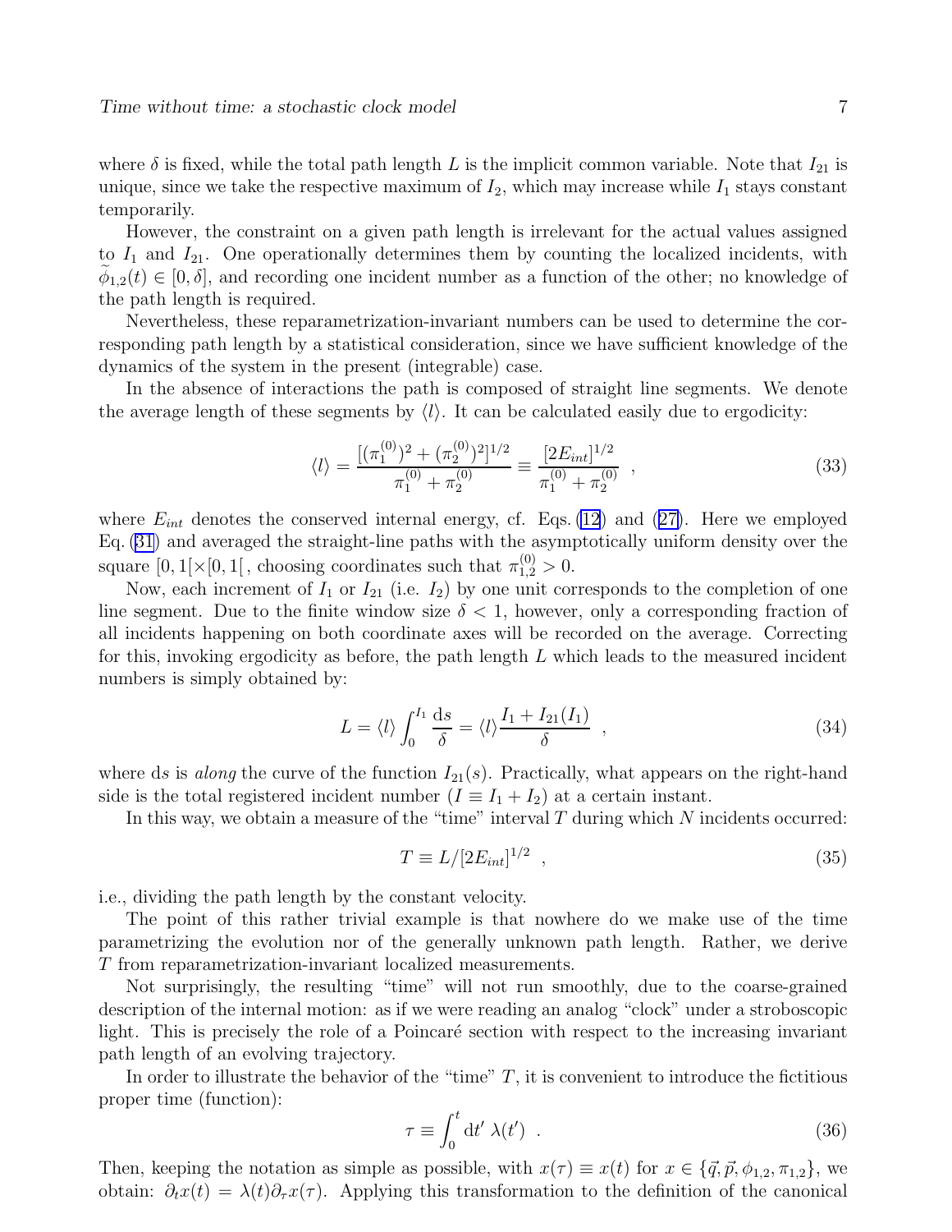where $\delta$ is fixed, while the total path length $L$ is the implicit common variable. Note that $I_{21}$ is unique, since we take the respective maximum of $I_2$, which may increase while $I_1$ stays constant temporarily.

However, the constraint on a given path length is irrelevant for the actual values assigned to $I_1$ and $I_{21}$. One operationally determines them by counting the localized incidents, with $\widetilde{\phi}_{1,2}(t) \in [0, \delta]$, and recording one incident number as a function of the other; no knowledge of the path length is required.

Nevertheless, these reparametrization-invariant numbers can be used to determine the corresponding path length by a statistical consideration, since we have sufficient knowledge of the dynamics of the system in the present (integrable) case.

In the absence of interactions the path is composed of straight line segments. We denote the average length of these segments by $\langle l \rangle$. It can be calculated easily due to ergodicity:

$$\langle l \rangle = \frac{[(\pi_1^{(0)})^2 + (\pi_2^{(0)})^2]^{1/2}}{\pi_1^{(0)} + \pi_2^{(0)}} \equiv \frac{[2E_{int}]^{1/2}}{\pi_1^{(0)} + \pi_2^{(0)}} \quad , \tag{33}$$

where $E_{int}$ denotes the conserved internal energy, cf. Eqs. (12) and (27). Here we employed Eq. (31) and averaged the straight-line paths with the asymptotically uniform density over the square $[0, 1[\times[0, 1[$, choosing coordinates such that $\pi_{1,2}^{(0)} > 0$.

Now, each increment of $I_1$ or $I_{21}$ (i.e. $I_2$) by one unit corresponds to the completion of one line segment. Due to the finite window size $\delta < 1$, however, only a corresponding fraction of all incidents happening on both coordinate axes will be recorded on the average. Correcting for this, invoking ergodicity as before, the path length $L$ which leads to the measured incident numbers is simply obtained by:

$$L = \langle l \rangle \int_0^{I_1} \frac{\mathrm{d}s}{\delta} = \langle l \rangle \frac{I_1 + I_{21}(I_1)}{\delta} \quad , \tag{34}$$

where $\mathrm{d}s$ is *along* the curve of the function $I_{21}(s)$. Practically, what appears on the right-hand side is the total registered incident number ($I \equiv I_1 + I_2$) at a certain instant.

In this way, we obtain a measure of the "time" interval $T$ during which $N$ incidents occurred:

$$T \equiv L/[2E_{int}]^{1/2} \quad , \tag{35}$$

i.e., dividing the path length by the constant velocity.

The point of this rather trivial example is that nowhere do we make use of the time parametrizing the evolution nor of the generally unknown path length. Rather, we derive $T$ from reparametrization-invariant localized measurements.

Not surprisingly, the resulting "time" will not run smoothly, due to the coarse-grained description of the internal motion: as if we were reading an analog "clock" under a stroboscopic light. This is precisely the role of a Poincaré section with respect to the increasing invariant path length of an evolving trajectory.

In order to illustrate the behavior of the "time" $T$, it is convenient to introduce the fictitious proper time (function):

$$\tau \equiv \int_0^t \mathrm{d}t' \; \lambda(t') \quad . \tag{36}$$

Then, keeping the notation as simple as possible, with $x(\tau) \equiv x(t)$ for $x \in \{\vec{q}, \vec{p}, \phi_{1,2}, \pi_{1,2}\}$, we obtain: $\partial_t x(t) = \lambda(t)\partial_\tau x(\tau)$. Applying this transformation to the definition of the canonical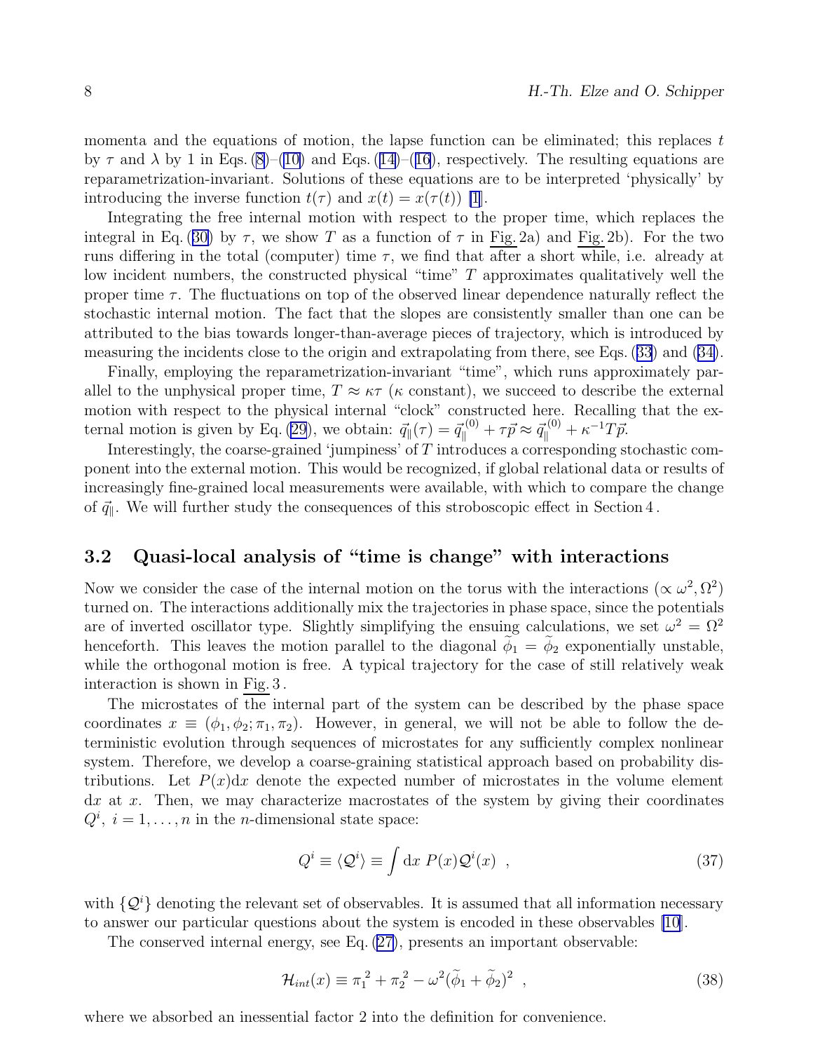momenta and the equations of motion, the lapse function can be eliminated; this replaces $t$ by $\tau$ and $\lambda$ by 1 in Eqs. (8)–(10) and Eqs. (14)–(16), respectively. The resulting equations are reparametrization-invariant. Solutions of these equations are to be interpreted 'physically' by introducing the inverse function $t(\tau)$ and $x(t) = x(\tau(t))$ [1].

Integrating the free internal motion with respect to the proper time, which replaces the integral in Eq. (30) by $\tau$, we show $T$ as a function of $\tau$ in Fig. 2a) and Fig. 2b). For the two runs differing in the total (computer) time $\tau$, we find that after a short while, i.e. already at low incident numbers, the constructed physical "time" $T$ approximates qualitatively well the proper time $\tau$. The fluctuations on top of the observed linear dependence naturally reflect the stochastic internal motion. The fact that the slopes are consistently smaller than one can be attributed to the bias towards longer-than-average pieces of trajectory, which is introduced by measuring the incidents close to the origin and extrapolating from there, see Eqs. (33) and (34).

Finally, employing the reparametrization-invariant "time", which runs approximately parallel to the unphysical proper time, $T \approx \kappa\tau$ ($\kappa$ constant), we succeed to describe the external motion with respect to the physical internal "clock" constructed here. Recalling that the external motion is given by Eq. (29), we obtain: $\vec{q}_\parallel(\tau) = \vec{q}_\parallel^{\,(0)} + \tau\vec{p} \approx \vec{q}_\parallel^{\,(0)} + \kappa^{-1}T\vec{p}$.

Interestingly, the coarse-grained 'jumpiness' of $T$ introduces a corresponding stochastic component into the external motion. This would be recognized, if global relational data or results of increasingly fine-grained local measurements were available, with which to compare the change of $\vec{q}_\parallel$. We will further study the consequences of this stroboscopic effect in Section 4.

### 3.2 Quasi-local analysis of "time is change" with interactions

Now we consider the case of the internal motion on the torus with the interactions ($\propto \omega^2, \Omega^2$) turned on. The interactions additionally mix the trajectories in phase space, since the potentials are of inverted oscillator type. Slightly simplifying the ensuing calculations, we set $\omega^2 = \Omega^2$ henceforth. This leaves the motion parallel to the diagonal $\tilde{\phi}_1 = \tilde{\phi}_2$ exponentially unstable, while the orthogonal motion is free. A typical trajectory for the case of still relatively weak interaction is shown in Fig. 3.

The microstates of the internal part of the system can be described by the phase space coordinates $x \equiv (\phi_1, \phi_2; \pi_1, \pi_2)$. However, in general, we will not be able to follow the deterministic evolution through sequences of microstates for any sufficiently complex nonlinear system. Therefore, we develop a coarse-graining statistical approach based on probability distributions. Let $P(x)\mathrm{d}x$ denote the expected number of microstates in the volume element $\mathrm{d}x$ at $x$. Then, we may characterize macrostates of the system by giving their coordinates $Q^i,\ i = 1, \ldots, n$ in the $n$-dimensional state space:

$$Q^i \equiv \langle \mathcal{Q}^i \rangle \equiv \int \mathrm{d}x\ P(x)\mathcal{Q}^i(x) \quad , \tag{37}$$

with $\{\mathcal{Q}^i\}$ denoting the relevant set of observables. It is assumed that all information necessary to answer our particular questions about the system is encoded in these observables [10].

The conserved internal energy, see Eq. (27), presents an important observable:

$$\mathcal{H}_{int}(x) \equiv {\pi_1}^2 + {\pi_2}^2 - \omega^2(\tilde{\phi}_1 + \tilde{\phi}_2)^2 \quad , \tag{38}$$

where we absorbed an inessential factor 2 into the definition for convenience.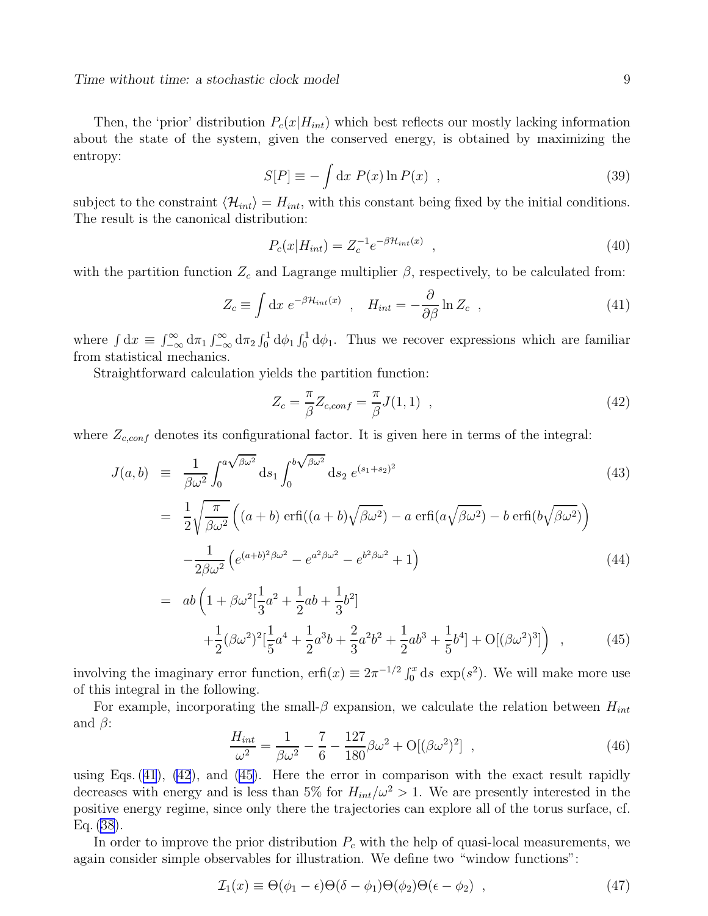Then, the 'prior' distribution $P_c(x|H_{int})$ which best reflects our mostly lacking information about the state of the system, given the conserved energy, is obtained by maximizing the entropy:

$$S[P] \equiv -\int \mathrm{d}x \; P(x) \ln P(x) \;\; , \tag{39}$$

subject to the constraint $\langle \mathcal{H}_{int} \rangle = H_{int}$, with this constant being fixed by the initial conditions. The result is the canonical distribution:

$$P_c(x|H_{int}) = Z_c^{-1} e^{-\beta \mathcal{H}_{int}(x)} \;\; , \tag{40}$$

with the partition function $Z_c$ and Lagrange multiplier $\beta$, respectively, to be calculated from:

$$Z_c \equiv \int \mathrm{d}x \; e^{-\beta \mathcal{H}_{int}(x)} \;\; , \quad H_{int} = -\frac{\partial}{\partial \beta} \ln Z_c \;\; , \tag{41}$$

where $\int \mathrm{d}x \equiv \int_{-\infty}^{\infty} \mathrm{d}\pi_1 \int_{-\infty}^{\infty} \mathrm{d}\pi_2 \int_0^1 \mathrm{d}\phi_1 \int_0^1 \mathrm{d}\phi_1$. Thus we recover expressions which are familiar from statistical mechanics.

Straightforward calculation yields the partition function:

$$Z_c = \frac{\pi}{\beta} Z_{c,conf} = \frac{\pi}{\beta} J(1,1) \;\; , \tag{42}$$

where $Z_{c,conf}$ denotes its configurational factor. It is given here in terms of the integral:

$$J(a,b) \;\; \equiv \;\; \frac{1}{\beta\omega^2} \int_0^{a\sqrt{\beta\omega^2}} \mathrm{d}s_1 \int_0^{b\sqrt{\beta\omega^2}} \mathrm{d}s_2 \; e^{(s_1+s_2)^2} \tag{43}$$

$$= \frac{1}{2}\sqrt{\frac{\pi}{\beta\omega^2}} \Big( (a+b) \; \mathrm{erfi}((a+b)\sqrt{\beta\omega^2}) - a \; \mathrm{erfi}(a\sqrt{\beta\omega^2}) - b \; \mathrm{erfi}(b\sqrt{\beta\omega^2}) \Big)$$
$$- \frac{1}{2\beta\omega^2} \Big( e^{(a+b)^2\beta\omega^2} - e^{a^2\beta\omega^2} - e^{b^2\beta\omega^2} + 1 \Big) \tag{44}$$

$$= ab \Big( 1 + \beta\omega^2 [\frac{1}{3}a^2 + \frac{1}{2}ab + \frac{1}{3}b^2]$$
$$+ \frac{1}{2}(\beta\omega^2)^2 [\frac{1}{5}a^4 + \frac{1}{2}a^3 b + \frac{2}{3}a^2 b^2 + \frac{1}{2}ab^3 + \frac{1}{5}b^4] + \mathrm{O}[(\beta\omega^2)^3] \Big) \;\; , \tag{45}$$

involving the imaginary error function, $\mathrm{erfi}(x) \equiv 2\pi^{-1/2} \int_0^x \mathrm{d}s \; \exp(s^2)$. We will make more use of this integral in the following.

For example, incorporating the small-$\beta$ expansion, we calculate the relation between $H_{int}$ and $\beta$:

$$\frac{H_{int}}{\omega^2} = \frac{1}{\beta\omega^2} - \frac{7}{6} - \frac{127}{180}\beta\omega^2 + \mathrm{O}[(\beta\omega^2)^2] \;\; , \tag{46}$$

using Eqs. (41), (42), and (45). Here the error in comparison with the exact result rapidly decreases with energy and is less than 5% for $H_{int}/\omega^2 > 1$. We are presently interested in the positive energy regime, since only there the trajectories can explore all of the torus surface, cf. Eq. (38).

In order to improve the prior distribution $P_c$ with the help of quasi-local measurements, we again consider simple observables for illustration. We define two "window functions":

$$\mathcal{I}_1(x) \equiv \Theta(\phi_1 - \epsilon)\Theta(\delta - \phi_1)\Theta(\phi_2)\Theta(\epsilon - \phi_2) \;\; , \tag{47}$$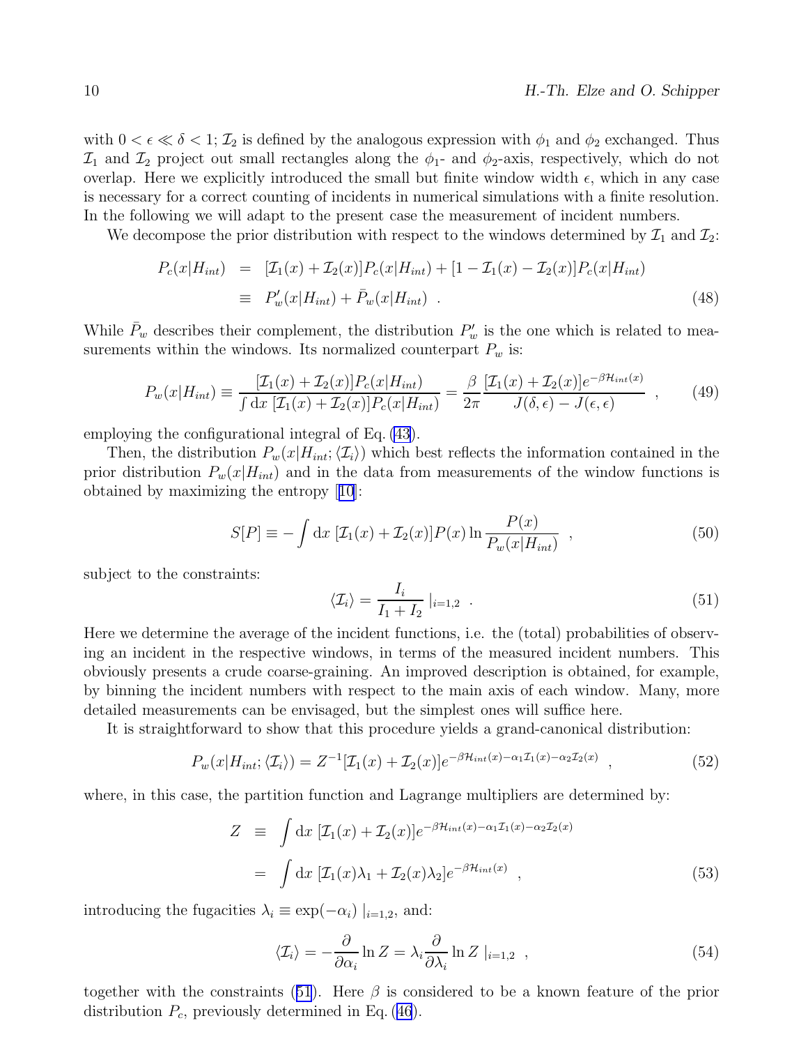with $0 < \epsilon \ll \delta < 1$; $\mathcal{I}_2$ is defined by the analogous expression with $\phi_1$ and $\phi_2$ exchanged. Thus $\mathcal{I}_1$ and $\mathcal{I}_2$ project out small rectangles along the $\phi_1$- and $\phi_2$-axis, respectively, which do not overlap. Here we explicitly introduced the small but finite window width $\epsilon$, which in any case is necessary for a correct counting of incidents in numerical simulations with a finite resolution. In the following we will adapt to the present case the measurement of incident numbers.

We decompose the prior distribution with respect to the windows determined by $\mathcal{I}_1$ and $\mathcal{I}_2$:

$$
\begin{aligned}
P_c(x|H_{int}) &= [\mathcal{I}_1(x)+\mathcal{I}_2(x)]P_c(x|H_{int}) + [1-\mathcal{I}_1(x)-\mathcal{I}_2(x)]P_c(x|H_{int}) \\
&\equiv P'_w(x|H_{int}) + \bar{P}_w(x|H_{int}) \ . \qquad (48)
\end{aligned}
$$

While $\bar{P}_w$ describes their complement, the distribution $P'_w$ is the one which is related to measurements within the windows. Its normalized counterpart $P_w$ is:

$$
P_w(x|H_{int}) \equiv \frac{[\mathcal{I}_1(x)+\mathcal{I}_2(x)]P_c(x|H_{int})}{\int \mathrm{d}x\ [\mathcal{I}_1(x)+\mathcal{I}_2(x)]P_c(x|H_{int})} = \frac{\beta}{2\pi}\frac{[\mathcal{I}_1(x)+\mathcal{I}_2(x)]e^{-\beta\mathcal{H}_{int}(x)}}{J(\delta,\epsilon)-J(\epsilon,\epsilon)} \ , \qquad (49)
$$

employing the configurational integral of Eq. (43).

Then, the distribution $P_w(x|H_{int};\langle\mathcal{I}_i\rangle)$ which best reflects the information contained in the prior distribution $P_w(x|H_{int})$ and in the data from measurements of the window functions is obtained by maximizing the entropy [10]:

$$
S[P] \equiv -\int \mathrm{d}x\ [\mathcal{I}_1(x)+\mathcal{I}_2(x)]P(x)\ln\frac{P(x)}{P_w(x|H_{int})} \ , \qquad (50)
$$

subject to the constraints:

$$
\langle\mathcal{I}_i\rangle = \frac{I_i}{I_1+I_2}\ |_{i=1,2} \ . \qquad (51)
$$

Here we determine the average of the incident functions, i.e. the (total) probabilities of observing an incident in the respective windows, in terms of the measured incident numbers. This obviously presents a crude coarse-graining. An improved description is obtained, for example, by binning the incident numbers with respect to the main axis of each window. Many, more detailed measurements can be envisaged, but the simplest ones will suffice here.

It is straightforward to show that this procedure yields a grand-canonical distribution:

$$
P_w(x|H_{int};\langle\mathcal{I}_i\rangle) = Z^{-1}[\mathcal{I}_1(x)+\mathcal{I}_2(x)]e^{-\beta\mathcal{H}_{int}(x)-\alpha_1\mathcal{I}_1(x)-\alpha_2\mathcal{I}_2(x)} \ , \qquad (52)
$$

where, in this case, the partition function and Lagrange multipliers are determined by:

$$
\begin{aligned}
Z &\equiv \int \mathrm{d}x\ [\mathcal{I}_1(x)+\mathcal{I}_2(x)]e^{-\beta\mathcal{H}_{int}(x)-\alpha_1\mathcal{I}_1(x)-\alpha_2\mathcal{I}_2(x)} \\
&= \int \mathrm{d}x\ [\mathcal{I}_1(x)\lambda_1+\mathcal{I}_2(x)\lambda_2]e^{-\beta\mathcal{H}_{int}(x)} \ , \qquad (53)
\end{aligned}
$$

introducing the fugacities $\lambda_i \equiv \exp(-\alpha_i)\ |_{i=1,2}$, and:

$$
\langle\mathcal{I}_i\rangle = -\frac{\partial}{\partial\alpha_i}\ln Z = \lambda_i\frac{\partial}{\partial\lambda_i}\ln Z\ |_{i=1,2} \ , \qquad (54)
$$

together with the constraints (51). Here $\beta$ is considered to be a known feature of the prior distribution $P_c$, previously determined in Eq. (46).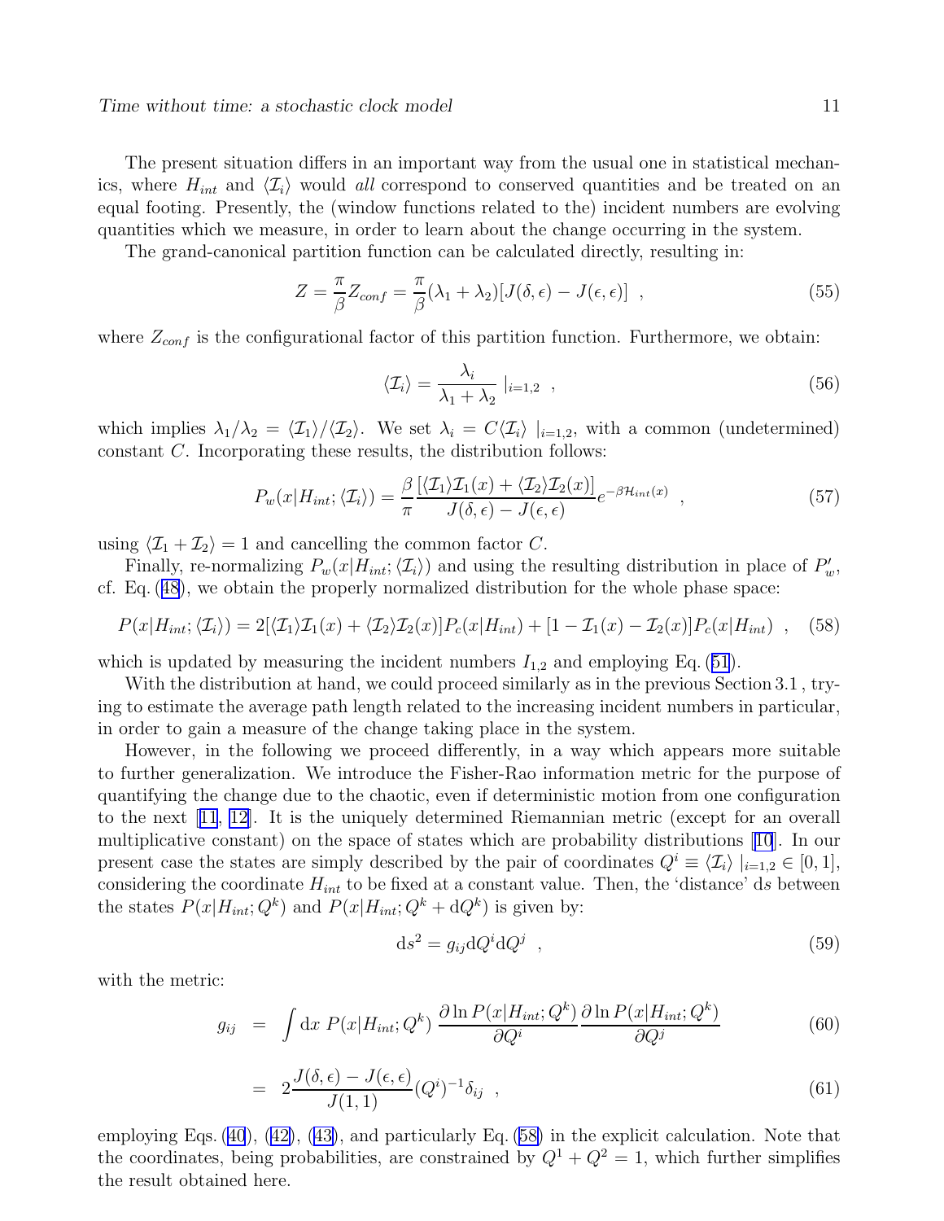The present situation differs in an important way from the usual one in statistical mechanics, where $H_{int}$ and $\langle \mathcal{I}_i \rangle$ would *all* correspond to conserved quantities and be treated on an equal footing. Presently, the (window functions related to the) incident numbers are evolving quantities which we measure, in order to learn about the change occurring in the system.

The grand-canonical partition function can be calculated directly, resulting in:

$$Z = \frac{\pi}{\beta} Z_{conf} = \frac{\pi}{\beta}(\lambda_1 + \lambda_2)[J(\delta, \epsilon) - J(\epsilon, \epsilon)] \ \ , \tag{55}$$

where $Z_{conf}$ is the configurational factor of this partition function. Furthermore, we obtain:

$$\langle \mathcal{I}_i \rangle = \frac{\lambda_i}{\lambda_1 + \lambda_2} \mid_{i=1,2} \ \ , \tag{56}$$

which implies $\lambda_1/\lambda_2 = \langle \mathcal{I}_1 \rangle / \langle \mathcal{I}_2 \rangle$. We set $\lambda_i = C \langle \mathcal{I}_i \rangle \mid_{i=1,2}$, with a common (undetermined) constant $C$. Incorporating these results, the distribution follows:

$$P_w(x|H_{int}; \langle \mathcal{I}_i \rangle) = \frac{\beta}{\pi} \frac{[\langle \mathcal{I}_1 \rangle \mathcal{I}_1(x) + \langle \mathcal{I}_2 \rangle \mathcal{I}_2(x)]}{J(\delta, \epsilon) - J(\epsilon, \epsilon)} e^{-\beta \mathcal{H}_{int}(x)} \ \ , \tag{57}$$

using $\langle \mathcal{I}_1 + \mathcal{I}_2 \rangle = 1$ and cancelling the common factor $C$.

Finally, re-normalizing $P_w(x|H_{int}; \langle \mathcal{I}_i \rangle)$ and using the resulting distribution in place of $P'_w$, cf. Eq. (48), we obtain the properly normalized distribution for the whole phase space:

$$P(x|H_{int}; \langle \mathcal{I}_i \rangle) = 2[\langle \mathcal{I}_1 \rangle \mathcal{I}_1(x) + \langle \mathcal{I}_2 \rangle \mathcal{I}_2(x)] P_c(x|H_{int}) + [1 - \mathcal{I}_1(x) - \mathcal{I}_2(x)] P_c(x|H_{int}) \ \ , \tag{58}$$

which is updated by measuring the incident numbers $I_{1,2}$ and employing Eq. (51).

With the distribution at hand, we could proceed similarly as in the previous Section 3.1 , trying to estimate the average path length related to the increasing incident numbers in particular, in order to gain a measure of the change taking place in the system.

However, in the following we proceed differently, in a way which appears more suitable to further generalization. We introduce the Fisher-Rao information metric for the purpose of quantifying the change due to the chaotic, even if deterministic motion from one configuration to the next [11, 12]. It is the uniquely determined Riemannian metric (except for an overall multiplicative constant) on the space of states which are probability distributions [10]. In our present case the states are simply described by the pair of coordinates $Q^i \equiv \langle \mathcal{I}_i \rangle \mid_{i=1,2} \in [0, 1]$, considering the coordinate $H_{int}$ to be fixed at a constant value. Then, the 'distance' $\mathrm{d}s$ between the states $P(x|H_{int}; Q^k)$ and $P(x|H_{int}; Q^k + \mathrm{d}Q^k)$ is given by:

$$\mathrm{d}s^2 = g_{ij} \mathrm{d}Q^i \mathrm{d}Q^j \ \ , \tag{59}$$

with the metric:

$$g_{ij} = \int \mathrm{d}x \ P(x|H_{int}; Q^k) \ \frac{\partial \ln P(x|H_{int}; Q^k)}{\partial Q^i} \frac{\partial \ln P(x|H_{int}; Q^k)}{\partial Q^j} \tag{60}$$

$$= 2 \frac{J(\delta, \epsilon) - J(\epsilon, \epsilon)}{J(1, 1)} (Q^i)^{-1} \delta_{ij} \ \ , \tag{61}$$

employing Eqs. (40), (42), (43), and particularly Eq. (58) in the explicit calculation. Note that the coordinates, being probabilities, are constrained by $Q^1 + Q^2 = 1$, which further simplifies the result obtained here.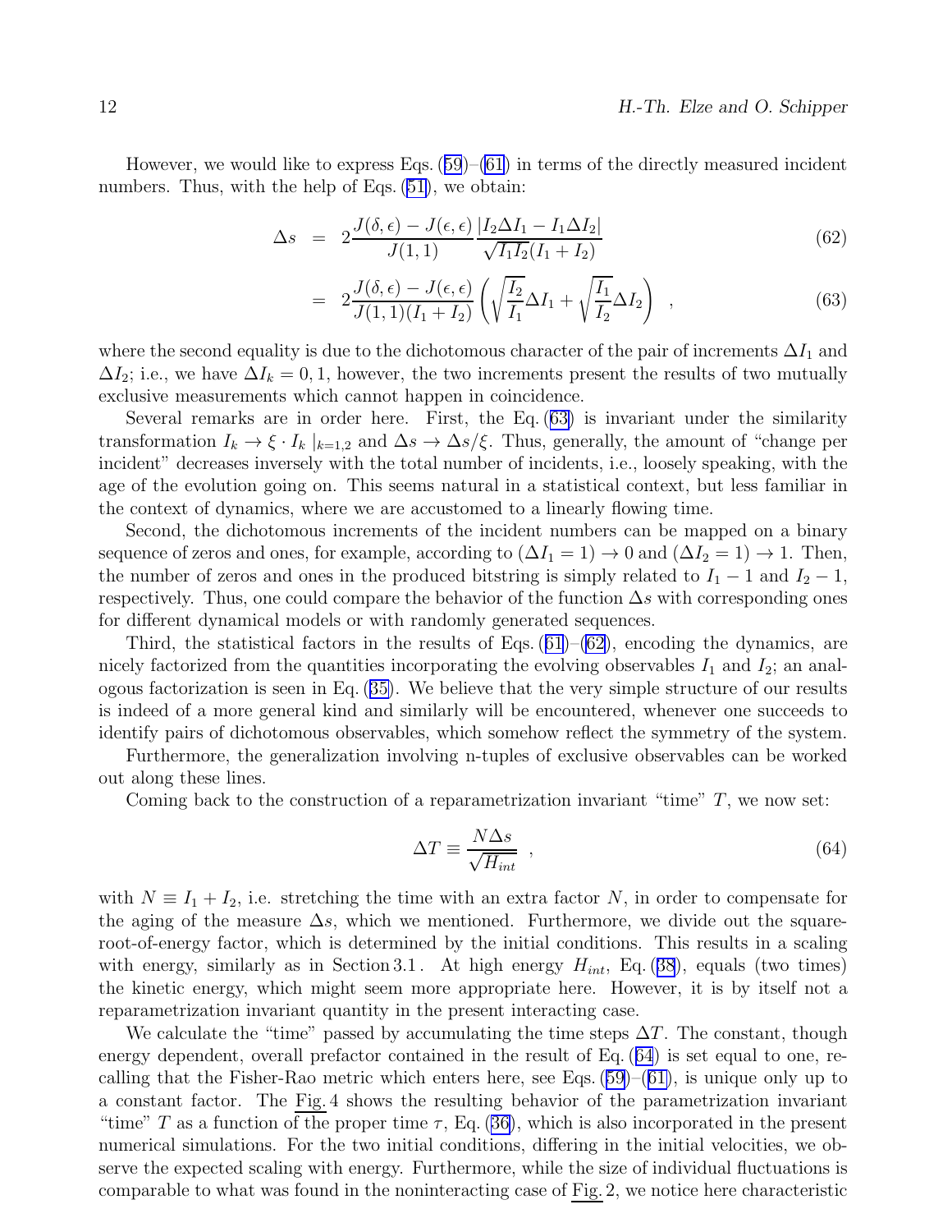However, we would like to express Eqs. (59)–(61) in terms of the directly measured incident numbers. Thus, with the help of Eqs. (51), we obtain:

$$\Delta s = 2\frac{J(\delta,\epsilon)-J(\epsilon,\epsilon)}{J(1,1)}\frac{|I_2\Delta I_1 - I_1\Delta I_2|}{\sqrt{I_1I_2}(I_1+I_2)} \qquad (62)$$

$$= 2\frac{J(\delta,\epsilon)-J(\epsilon,\epsilon)}{J(1,1)(I_1+I_2)}\left(\sqrt{\frac{I_2}{I_1}}\Delta I_1 + \sqrt{\frac{I_1}{I_2}}\Delta I_2\right) \quad , \qquad (63)$$

where the second equality is due to the dichotomous character of the pair of increments $\Delta I_1$ and $\Delta I_2$; i.e., we have $\Delta I_k = 0, 1$, however, the two increments present the results of two mutually exclusive measurements which cannot happen in coincidence.

Several remarks are in order here. First, the Eq. (63) is invariant under the similarity transformation $I_k \rightarrow \xi \cdot I_k \,|_{k=1,2}$ and $\Delta s \rightarrow \Delta s/\xi$. Thus, generally, the amount of "change per incident" decreases inversely with the total number of incidents, i.e., loosely speaking, with the age of the evolution going on. This seems natural in a statistical context, but less familiar in the context of dynamics, where we are accustomed to a linearly flowing time.

Second, the dichotomous increments of the incident numbers can be mapped on a binary sequence of zeros and ones, for example, according to $(\Delta I_1 = 1) \rightarrow 0$ and $(\Delta I_2 = 1) \rightarrow 1$. Then, the number of zeros and ones in the produced bitstring is simply related to $I_1 - 1$ and $I_2 - 1$, respectively. Thus, one could compare the behavior of the function $\Delta s$ with corresponding ones for different dynamical models or with randomly generated sequences.

Third, the statistical factors in the results of Eqs. (61)–(62), encoding the dynamics, are nicely factorized from the quantities incorporating the evolving observables $I_1$ and $I_2$; an analogous factorization is seen in Eq. (35). We believe that the very simple structure of our results is indeed of a more general kind and similarly will be encountered, whenever one succeeds to identify pairs of dichotomous observables, which somehow reflect the symmetry of the system.

Furthermore, the generalization involving n-tuples of exclusive observables can be worked out along these lines.

Coming back to the construction of a reparametrization invariant "time" $T$, we now set:

$$\Delta T \equiv \frac{N\Delta s}{\sqrt{H_{int}}} \quad , \qquad (64)$$

with $N \equiv I_1 + I_2$, i.e. stretching the time with an extra factor $N$, in order to compensate for the aging of the measure $\Delta s$, which we mentioned. Furthermore, we divide out the square-root-of-energy factor, which is determined by the initial conditions. This results in a scaling with energy, similarly as in Section 3.1. At high energy $H_{int}$, Eq. (38), equals (two times) the kinetic energy, which might seem more appropriate here. However, it is by itself not a reparametrization invariant quantity in the present interacting case.

We calculate the "time" passed by accumulating the time steps $\Delta T$. The constant, though energy dependent, overall prefactor contained in the result of Eq. (64) is set equal to one, recalling that the Fisher-Rao metric which enters here, see Eqs. (59)–(61), is unique only up to a constant factor. The Fig. 4 shows the resulting behavior of the parametrization invariant "time" $T$ as a function of the proper time $\tau$, Eq. (36), which is also incorporated in the present numerical simulations. For the two initial conditions, differing in the initial velocities, we observe the expected scaling with energy. Furthermore, while the size of individual fluctuations is comparable to what was found in the noninteracting case of Fig. 2, we notice here characteristic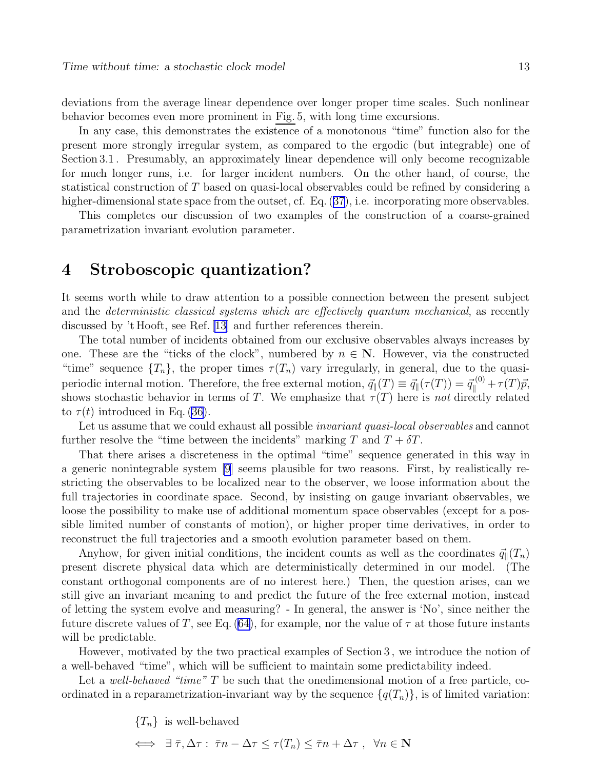deviations from the average linear dependence over longer proper time scales. Such nonlinear behavior becomes even more prominent in Fig. 5, with long time excursions.

In any case, this demonstrates the existence of a monotonous "time" function also for the present more strongly irregular system, as compared to the ergodic (but integrable) one of Section 3.1 . Presumably, an approximately linear dependence will only become recognizable for much longer runs, i.e. for larger incident numbers. On the other hand, of course, the statistical construction of $T$ based on quasi-local observables could be refined by considering a higher-dimensional state space from the outset, cf. Eq. (37), i.e. incorporating more observables.

This completes our discussion of two examples of the construction of a coarse-grained parametrization invariant evolution parameter.

# 4 Stroboscopic quantization?

It seems worth while to draw attention to a possible connection between the present subject and the *deterministic classical systems which are effectively quantum mechanical*, as recently discussed by 't Hooft, see Ref. [13] and further references therein.

The total number of incidents obtained from our exclusive observables always increases by one. These are the "ticks of the clock", numbered by $n \in \mathbf{N}$. However, via the constructed "time" sequence $\{T_n\}$, the proper times $\tau(T_n)$ vary irregularly, in general, due to the quasi-periodic internal motion. Therefore, the free external motion, $\vec{q}_\parallel(T) \equiv \vec{q}_\parallel(\tau(T)) = \vec{q}_\parallel^{\,(0)} + \tau(T)\vec{p}$, shows stochastic behavior in terms of $T$. We emphasize that $\tau(T)$ here is *not* directly related to $\tau(t)$ introduced in Eq. (36).

Let us assume that we could exhaust all possible *invariant quasi-local observables* and cannot further resolve the "time between the incidents" marking $T$ and $T + \delta T$.

That there arises a discreteness in the optimal "time" sequence generated in this way in a generic nonintegrable system [9] seems plausible for two reasons. First, by realistically restricting the observables to be localized near to the observer, we loose information about the full trajectories in coordinate space. Second, by insisting on gauge invariant observables, we loose the possibility to make use of additional momentum space observables (except for a possible limited number of constants of motion), or higher proper time derivatives, in order to reconstruct the full trajectories and a smooth evolution parameter based on them.

Anyhow, for given initial conditions, the incident counts as well as the coordinates $\vec{q}_\parallel(T_n)$ present discrete physical data which are deterministically determined in our model. (The constant orthogonal components are of no interest here.) Then, the question arises, can we still give an invariant meaning to and predict the future of the free external motion, instead of letting the system evolve and measuring? - In general, the answer is 'No', since neither the future discrete values of $T$, see Eq. (64), for example, nor the value of $\tau$ at those future instants will be predictable.

However, motivated by the two practical examples of Section 3 , we introduce the notion of a well-behaved "time", which will be sufficient to maintain some predictability indeed.

Let a *well-behaved "time"* $T$ be such that the onedimensional motion of a free particle, coordinated in a reparametrization-invariant way by the sequence $\{q(T_n)\}$, is of limited variation:

$$
\begin{aligned}
&\{T_n\} \text{ is well-behaved} \\
\Longleftrightarrow \;\; &\exists\, \bar{\tau}, \Delta\tau : \; \bar{\tau}n - \Delta\tau \leq \tau(T_n) \leq \bar{\tau}n + \Delta\tau \; , \;\; \forall n \in \mathbf{N}
\end{aligned}
$$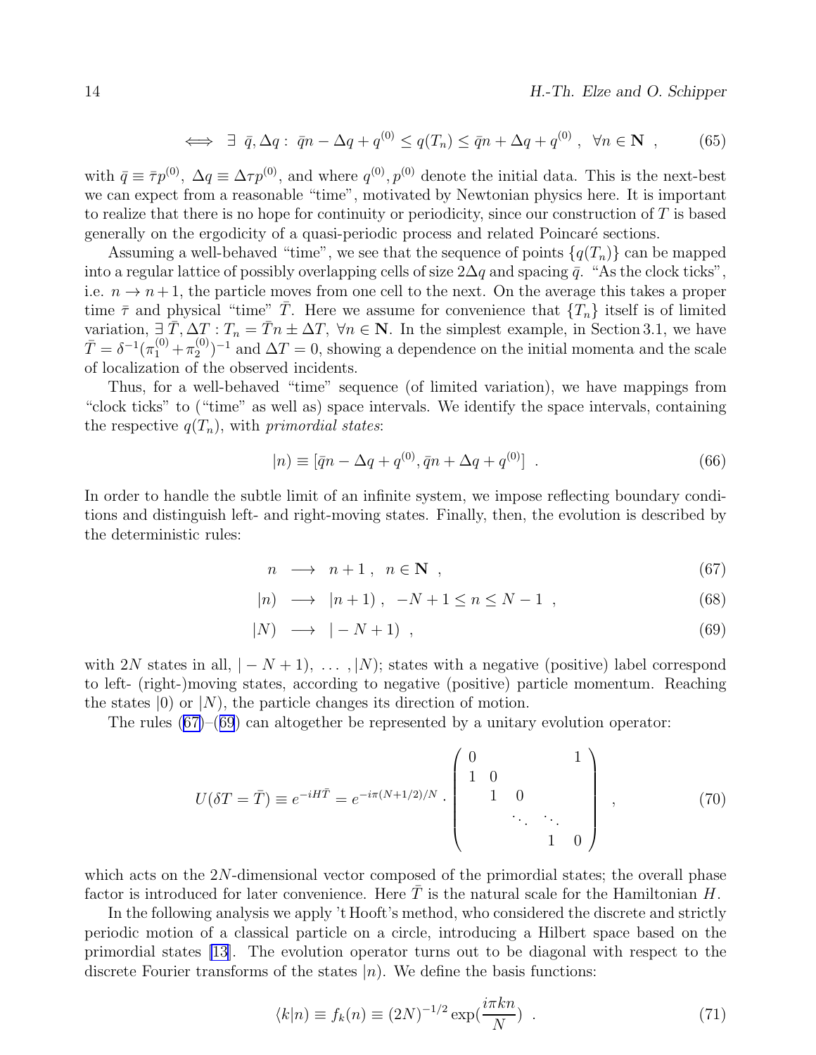$$\iff \exists \; \bar{q}, \Delta q : \; \bar{q}n - \Delta q + q^{(0)} \leq q(T_n) \leq \bar{q}n + \Delta q + q^{(0)} \; , \;\; \forall n \in \mathbf{N} \;\; , \tag{65}$$

with $\bar{q} \equiv \bar{\tau}p^{(0)}$, $\Delta q \equiv \Delta\tau p^{(0)}$, and where $q^{(0)}, p^{(0)}$ denote the initial data. This is the next-best we can expect from a reasonable "time", motivated by Newtonian physics here. It is important to realize that there is no hope for continuity or periodicity, since our construction of $T$ is based generally on the ergodicity of a quasi-periodic process and related Poincaré sections.

Assuming a well-behaved "time", we see that the sequence of points $\{q(T_n)\}$ can be mapped into a regular lattice of possibly overlapping cells of size $2\Delta q$ and spacing $\bar{q}$. "As the clock ticks", i.e. $n \to n+1$, the particle moves from one cell to the next. On the average this takes a proper time $\bar{\tau}$ and physical "time" $\bar{T}$. Here we assume for convenience that $\{T_n\}$ itself is of limited variation, $\exists \, \bar{T}, \Delta T : T_n = \bar{T}n \pm \Delta T, \; \forall n \in \mathbf{N}$. In the simplest example, in Section 3.1, we have $\bar{T} = \delta^{-1}(\pi_1^{(0)} + \pi_2^{(0)})^{-1}$ and $\Delta T = 0$, showing a dependence on the initial momenta and the scale of localization of the observed incidents.

Thus, for a well-behaved "time" sequence (of limited variation), we have mappings from "clock ticks" to ("time" as well as) space intervals. We identify the space intervals, containing the respective $q(T_n)$, with *primordial states*:

$$|n) \equiv [\bar{q}n - \Delta q + q^{(0)}, \bar{q}n + \Delta q + q^{(0)}] \;\; . \tag{66}$$

In order to handle the subtle limit of an infinite system, we impose reflecting boundary conditions and distinguish left- and right-moving states. Finally, then, the evolution is described by the deterministic rules:

$$n \;\longrightarrow\; n+1 \; , \;\; n \in \mathbf{N} \;\; , \tag{67}$$

$$|n) \;\longrightarrow\; |n+1) \; , \;\; -N+1 \leq n \leq N-1 \;\; , \tag{68}$$

$$|N) \;\longrightarrow\; |-N+1) \;\; , \tag{69}$$

with $2N$ states in all, $|-N+1), \; \ldots \; , |N)$; states with a negative (positive) label correspond to left- (right-)moving states, according to negative (positive) particle momentum. Reaching the states $|0)$ or $|N)$, the particle changes its direction of motion.

The rules (67)–(69) can altogether be represented by a unitary evolution operator:

$$U(\delta T = \bar{T}) \equiv e^{-iH\bar{T}} = e^{-i\pi(N+1/2)/N} \cdot \begin{pmatrix} 0 & & & & 1 \\ 1 & 0 & & & \\ & 1 & 0 & & \\ & & \ddots & \ddots & \\ & & & 1 & 0 \end{pmatrix} \;\; , \tag{70}$$

which acts on the $2N$-dimensional vector composed of the primordial states; the overall phase factor is introduced for later convenience. Here $\bar{T}$ is the natural scale for the Hamiltonian $H$.

In the following analysis we apply 't Hooft's method, who considered the discrete and strictly periodic motion of a classical particle on a circle, introducing a Hilbert space based on the primordial states [13]. The evolution operator turns out to be diagonal with respect to the discrete Fourier transforms of the states $|n)$. We define the basis functions:

$$\langle k|n) \equiv f_k(n) \equiv (2N)^{-1/2} \exp(\frac{i\pi kn}{N}) \;\; . \tag{71}$$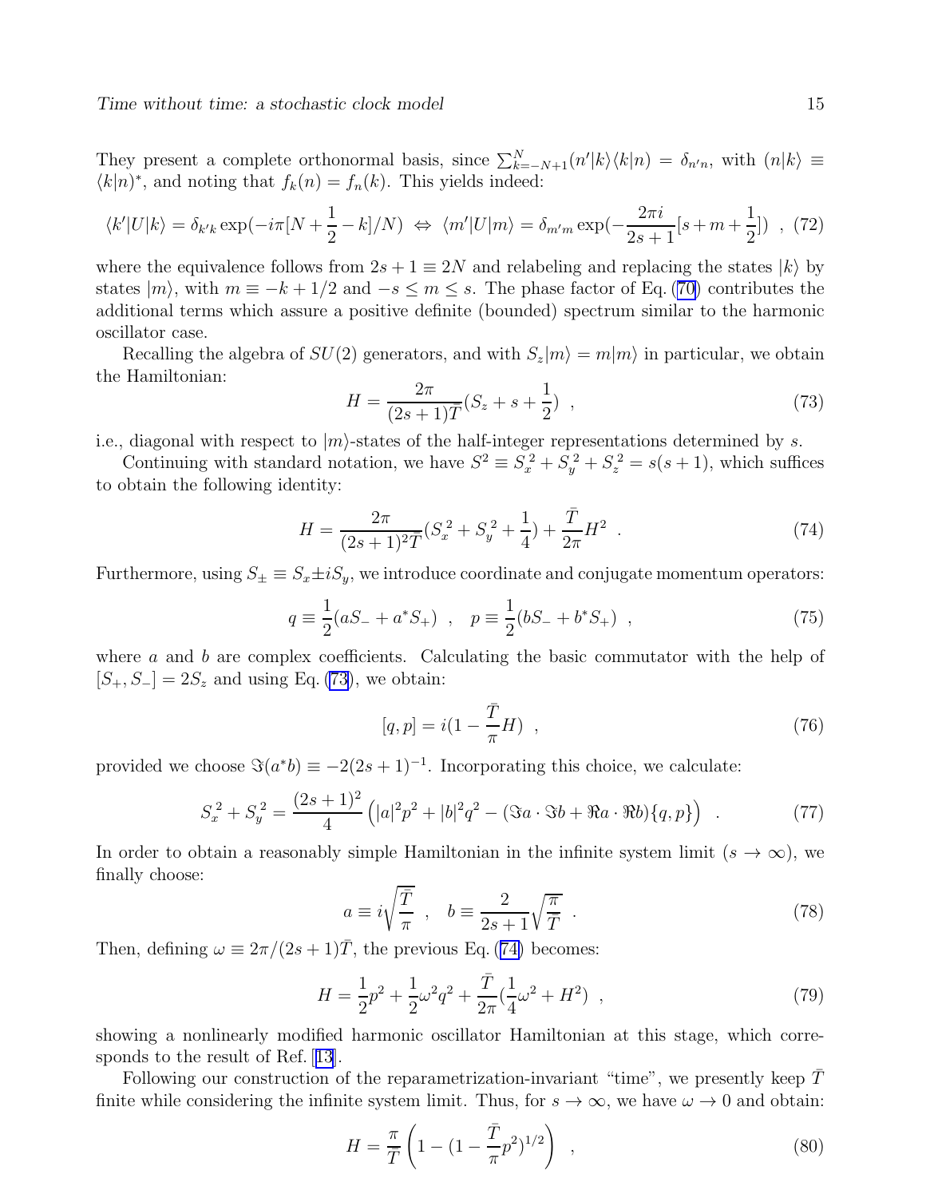They present a complete orthonormal basis, since $\sum_{k=-N+1}^{N}(n'|k\rangle\langle k|n) = \delta_{n'n}$, with $(n|k\rangle \equiv \langle k|n)^*$, and noting that $f_k(n) = f_n(k)$. This yields indeed:

$$\langle k'|U|k\rangle = \delta_{k'k}\exp(-i\pi[N+\frac{1}{2}-k]/N) \Leftrightarrow \langle m'|U|m\rangle = \delta_{m'm}\exp(-\frac{2\pi i}{2s+1}[s+m+\frac{1}{2}]) \;\;, \quad (72)$$

where the equivalence follows from $2s+1 \equiv 2N$ and relabeling and replacing the states $|k\rangle$ by states $|m\rangle$, with $m \equiv -k+1/2$ and $-s \leq m \leq s$. The phase factor of Eq. (70) contributes the additional terms which assure a positive definite (bounded) spectrum similar to the harmonic oscillator case.

Recalling the algebra of $SU(2)$ generators, and with $S_z|m\rangle = m|m\rangle$ in particular, we obtain the Hamiltonian:

$$H = \frac{2\pi}{(2s+1)\bar{T}}(S_z + s + \frac{1}{2}) \;\;, \quad (73)$$

i.e., diagonal with respect to $|m\rangle$-states of the half-integer representations determined by $s$.

Continuing with standard notation, we have $S^2 \equiv S_x{}^2 + S_y{}^2 + S_z{}^2 = s(s+1)$, which suffices to obtain the following identity:

$$H = \frac{2\pi}{(2s+1)^2\bar{T}}(S_x{}^2 + S_y{}^2 + \frac{1}{4}) + \frac{\bar{T}}{2\pi}H^2 \;\;. \quad (74)$$

Furthermore, using $S_\pm \equiv S_x \pm iS_y$, we introduce coordinate and conjugate momentum operators:

$$q \equiv \frac{1}{2}(aS_- + a^*S_+) \;\;, \quad p \equiv \frac{1}{2}(bS_- + b^*S_+) \;\;, \quad (75)$$

where $a$ and $b$ are complex coefficients. Calculating the basic commutator with the help of $[S_+, S_-] = 2S_z$ and using Eq. (73), we obtain:

$$[q,p] = i(1 - \frac{\bar{T}}{\pi}H) \;\;, \quad (76)$$

provided we choose $\Im(a^*b) \equiv -2(2s+1)^{-1}$. Incorporating this choice, we calculate:

$$S_x{}^2 + S_y{}^2 = \frac{(2s+1)^2}{4}\left(|a|^2p^2 + |b|^2q^2 - (\Im a\cdot\Im b + \Re a\cdot\Re b)\{q,p\}\right) \;\;. \quad (77)$$

In order to obtain a reasonably simple Hamiltonian in the infinite system limit ($s \to \infty$), we finally choose:

$$a \equiv i\sqrt{\frac{\bar{T}}{\pi}} \;\;, \quad b \equiv \frac{2}{2s+1}\sqrt{\frac{\pi}{\bar{T}}} \;\;. \quad (78)$$

Then, defining $\omega \equiv 2\pi/(2s+1)\bar{T}$, the previous Eq. (74) becomes:

$$H = \frac{1}{2}p^2 + \frac{1}{2}\omega^2q^2 + \frac{\bar{T}}{2\pi}(\frac{1}{4}\omega^2 + H^2) \;\;, \quad (79)$$

showing a nonlinearly modified harmonic oscillator Hamiltonian at this stage, which corresponds to the result of Ref. [13].

Following our construction of the reparametrization-invariant "time", we presently keep $\bar{T}$ finite while considering the infinite system limit. Thus, for $s \to \infty$, we have $\omega \to 0$ and obtain:

$$H = \frac{\pi}{\bar{T}}\left(1 - (1 - \frac{\bar{T}}{\pi}p^2)^{1/2}\right) \;\;, \quad (80)$$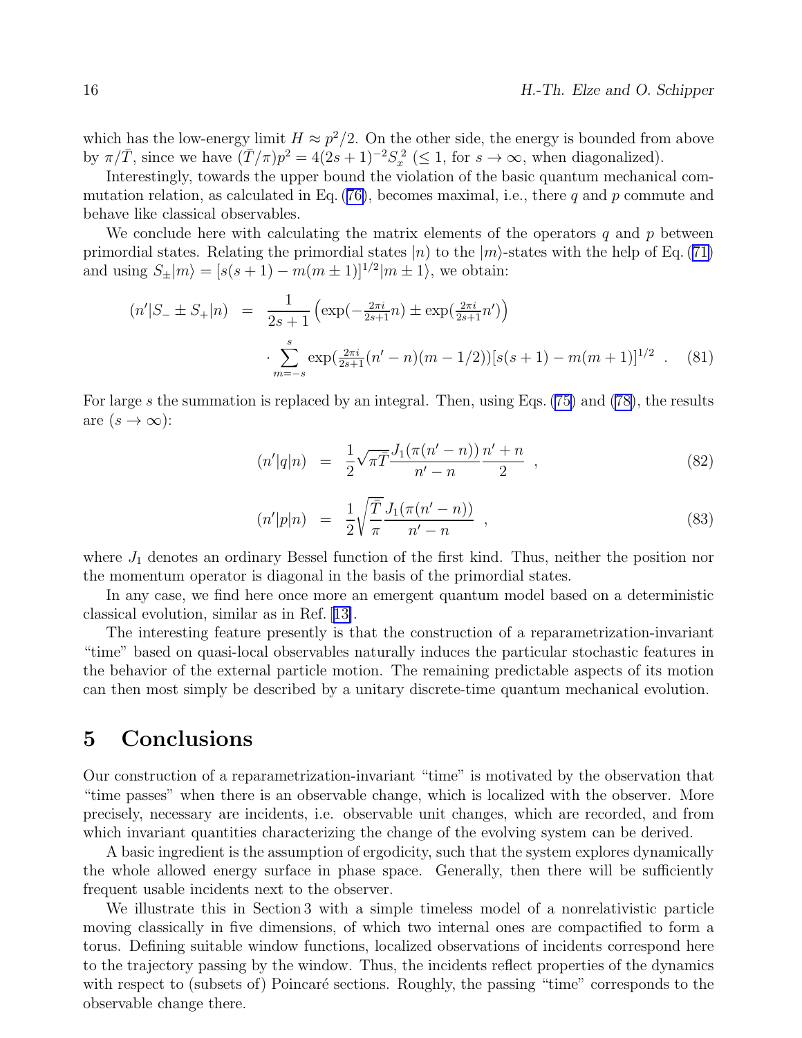which has the low-energy limit $H \approx p^2/2$. On the other side, the energy is bounded from above by $\pi/\bar{T}$, since we have $(\bar{T}/\pi)p^2 = 4(2s+1)^{-2}S_x^2$ ($\leq 1$, for $s \to \infty$, when diagonalized).

Interestingly, towards the upper bound the violation of the basic quantum mechanical commutation relation, as calculated in Eq. (76), becomes maximal, i.e., there $q$ and $p$ commute and behave like classical observables.

We conclude here with calculating the matrix elements of the operators $q$ and $p$ between primordial states. Relating the primordial states $|n)$ to the $|m\rangle$-states with the help of Eq. (71) and using $S_\pm|m\rangle = [s(s+1) - m(m\pm 1)]^{1/2}|m\pm 1\rangle$, we obtain:

$$
\begin{aligned}
(n'|S_- \pm S_+|n) &= \frac{1}{2s+1}\left(\exp(-\tfrac{2\pi i}{2s+1}n) \pm \exp(\tfrac{2\pi i}{2s+1}n')\right) \\
&\quad \cdot \sum_{m=-s}^{s} \exp(\tfrac{2\pi i}{2s+1}(n'-n)(m-1/2))[s(s+1)-m(m+1)]^{1/2} \quad . \qquad (81)
\end{aligned}
$$

For large $s$ the summation is replaced by an integral. Then, using Eqs. (75) and (78), the results are ($s \to \infty$):

$$
(n'|q|n) = \frac{1}{2}\sqrt{\pi\bar{T}}\frac{J_1(\pi(n'-n))}{n'-n}\frac{n'+n}{2} \quad , \qquad (82)
$$

$$
(n'|p|n) = \frac{1}{2}\sqrt{\frac{\bar{T}}{\pi}}\frac{J_1(\pi(n'-n))}{n'-n} \quad , \qquad (83)
$$

where $J_1$ denotes an ordinary Bessel function of the first kind. Thus, neither the position nor the momentum operator is diagonal in the basis of the primordial states.

In any case, we find here once more an emergent quantum model based on a deterministic classical evolution, similar as in Ref. [13].

The interesting feature presently is that the construction of a reparametrization-invariant "time" based on quasi-local observables naturally induces the particular stochastic features in the behavior of the external particle motion. The remaining predictable aspects of its motion can then most simply be described by a unitary discrete-time quantum mechanical evolution.

## 5 Conclusions

Our construction of a reparametrization-invariant "time" is motivated by the observation that "time passes" when there is an observable change, which is localized with the observer. More precisely, necessary are incidents, i.e. observable unit changes, which are recorded, and from which invariant quantities characterizing the change of the evolving system can be derived.

A basic ingredient is the assumption of ergodicity, such that the system explores dynamically the whole allowed energy surface in phase space. Generally, then there will be sufficiently frequent usable incidents next to the observer.

We illustrate this in Section 3 with a simple timeless model of a nonrelativistic particle moving classically in five dimensions, of which two internal ones are compactified to form a torus. Defining suitable window functions, localized observations of incidents correspond here to the trajectory passing by the window. Thus, the incidents reflect properties of the dynamics with respect to (subsets of) Poincaré sections. Roughly, the passing "time" corresponds to the observable change there.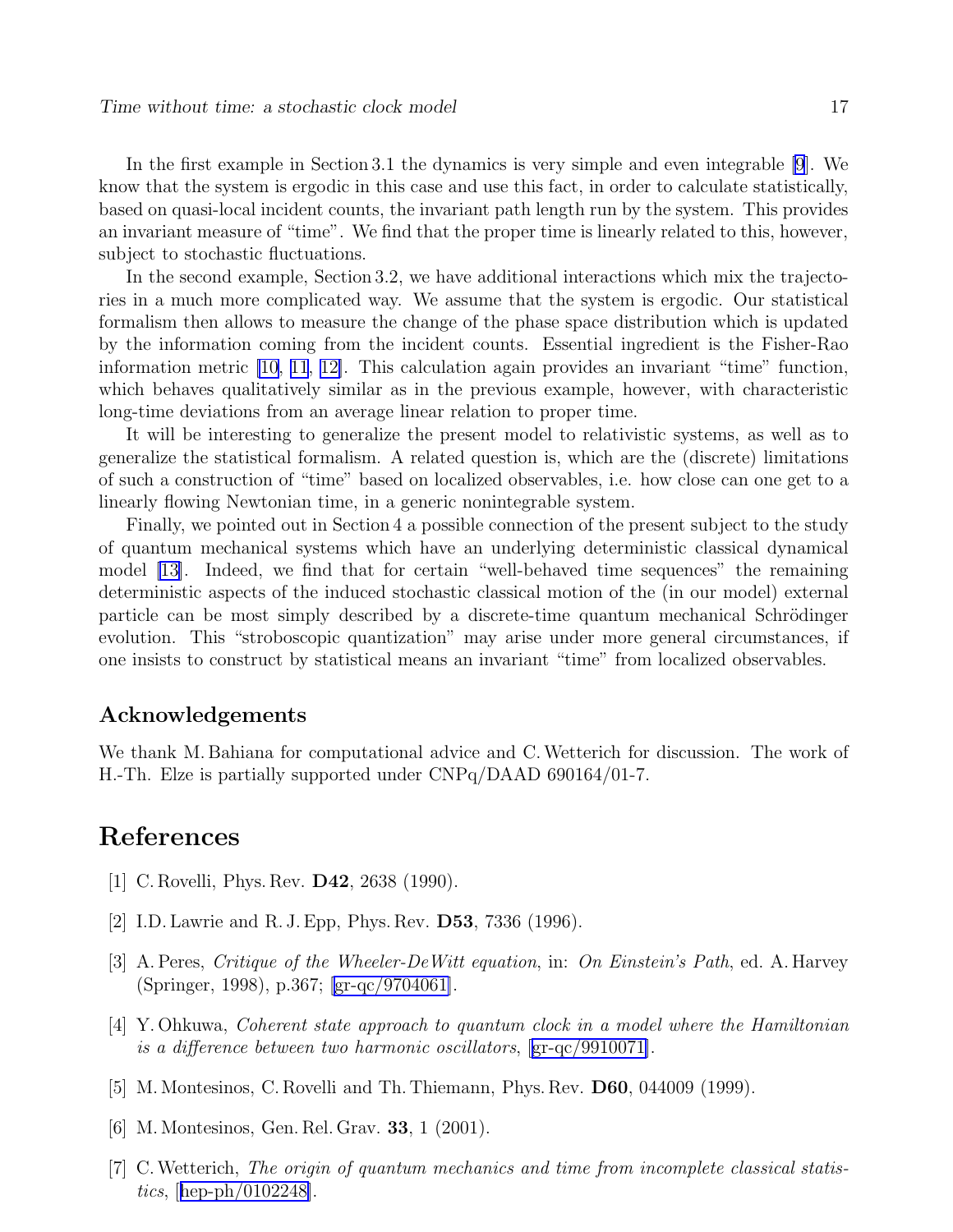In the first example in Section 3.1 the dynamics is very simple and even integrable [9]. We know that the system is ergodic in this case and use this fact, in order to calculate statistically, based on quasi-local incident counts, the invariant path length run by the system. This provides an invariant measure of "time". We find that the proper time is linearly related to this, however, subject to stochastic fluctuations.

In the second example, Section 3.2, we have additional interactions which mix the trajectories in a much more complicated way. We assume that the system is ergodic. Our statistical formalism then allows to measure the change of the phase space distribution which is updated by the information coming from the incident counts. Essential ingredient is the Fisher-Rao information metric [10, 11, 12]. This calculation again provides an invariant "time" function, which behaves qualitatively similar as in the previous example, however, with characteristic long-time deviations from an average linear relation to proper time.

It will be interesting to generalize the present model to relativistic systems, as well as to generalize the statistical formalism. A related question is, which are the (discrete) limitations of such a construction of "time" based on localized observables, i.e. how close can one get to a linearly flowing Newtonian time, in a generic nonintegrable system.

Finally, we pointed out in Section 4 a possible connection of the present subject to the study of quantum mechanical systems which have an underlying deterministic classical dynamical model [13]. Indeed, we find that for certain "well-behaved time sequences" the remaining deterministic aspects of the induced stochastic classical motion of the (in our model) external particle can be most simply described by a discrete-time quantum mechanical Schrödinger evolution. This "stroboscopic quantization" may arise under more general circumstances, if one insists to construct by statistical means an invariant "time" from localized observables.

## Acknowledgements

We thank M. Bahiana for computational advice and C. Wetterich for discussion. The work of H.-Th. Elze is partially supported under CNPq/DAAD 690164/01-7.

# References

[1] C. Rovelli, Phys. Rev. **D42**, 2638 (1990).

[2] I.D. Lawrie and R. J. Epp, Phys. Rev. **D53**, 7336 (1996).

[3] A. Peres, *Critique of the Wheeler-DeWitt equation*, in: *On Einstein's Path*, ed. A. Harvey (Springer, 1998), p.367; [gr-qc/9704061].

[4] Y. Ohkuwa, *Coherent state approach to quantum clock in a model where the Hamiltonian is a difference between two harmonic oscillators*, [gr-qc/9910071].

[5] M. Montesinos, C. Rovelli and Th. Thiemann, Phys. Rev. **D60**, 044009 (1999).

[6] M. Montesinos, Gen. Rel. Grav. **33**, 1 (2001).

[7] C. Wetterich, *The origin of quantum mechanics and time from incomplete classical statistics*, [hep-ph/0102248].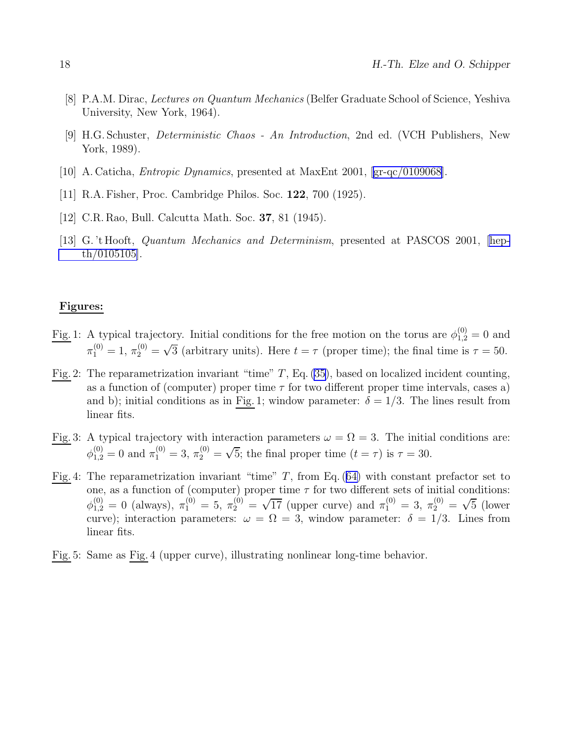[8] P.A.M. Dirac, *Lectures on Quantum Mechanics* (Belfer Graduate School of Science, Yeshiva University, New York, 1964).

[9] H.G. Schuster, *Deterministic Chaos - An Introduction*, 2nd ed. (VCH Publishers, New York, 1989).

[10] A. Caticha, *Entropic Dynamics*, presented at MaxEnt 2001, [gr-qc/0109068].

[11] R.A. Fisher, Proc. Cambridge Philos. Soc. **122**, 700 (1925).

[12] C.R. Rao, Bull. Calcutta Math. Soc. **37**, 81 (1945).

[13] G. 't Hooft, *Quantum Mechanics and Determinism*, presented at PASCOS 2001, [hep-th/0105105].

**Figures:**

Fig. 1: A typical trajectory. Initial conditions for the free motion on the torus are $\phi_{1,2}^{(0)} = 0$ and $\pi_1^{(0)} = 1$, $\pi_2^{(0)} = \sqrt{3}$ (arbitrary units). Here $t = \tau$ (proper time); the final time is $\tau = 50$.

Fig. 2: The reparametrization invariant "time" $T$, Eq. (35), based on localized incident counting, as a function of (computer) proper time $\tau$ for two different proper time intervals, cases a) and b); initial conditions as in Fig. 1; window parameter: $\delta = 1/3$. The lines result from linear fits.

Fig. 3: A typical trajectory with interaction parameters $\omega = \Omega = 3$. The initial conditions are: $\phi_{1,2}^{(0)} = 0$ and $\pi_1^{(0)} = 3$, $\pi_2^{(0)} = \sqrt{5}$; the final proper time ($t = \tau$) is $\tau = 30$.

Fig. 4: The reparametrization invariant "time" $T$, from Eq. (64) with constant prefactor set to one, as a function of (computer) proper time $\tau$ for two different sets of initial conditions: $\phi_{1,2}^{(0)} = 0$ (always), $\pi_1^{(0)} = 5$, $\pi_2^{(0)} = \sqrt{17}$ (upper curve) and $\pi_1^{(0)} = 3$, $\pi_2^{(0)} = \sqrt{5}$ (lower curve); interaction parameters: $\omega = \Omega = 3$, window parameter: $\delta = 1/3$. Lines from linear fits.

Fig. 5: Same as Fig. 4 (upper curve), illustrating nonlinear long-time behavior.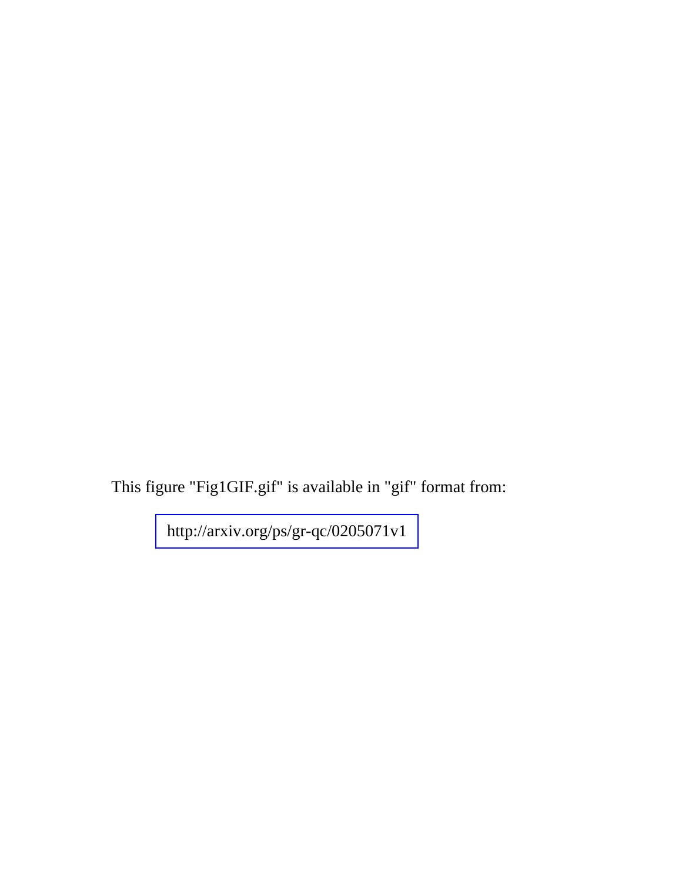This figure "Fig1GIF.gif" is available in "gif" format from:

http://arxiv.org/ps/gr-qc/0205071v1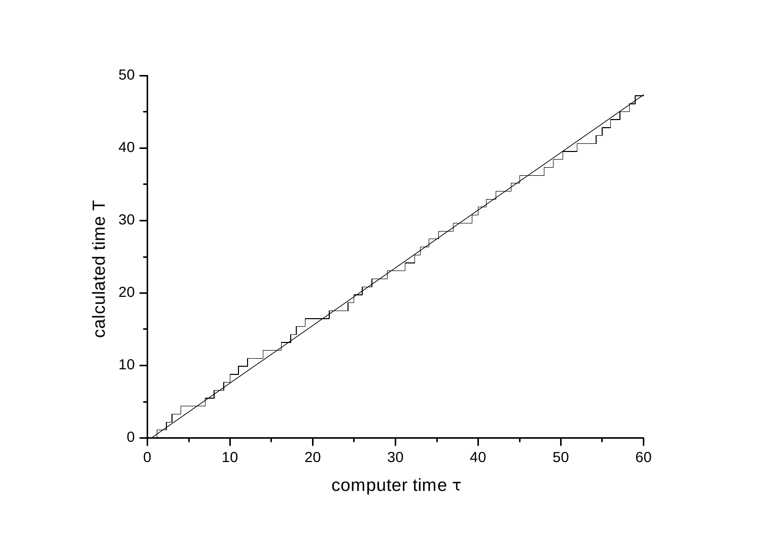calculated time T

computer time τ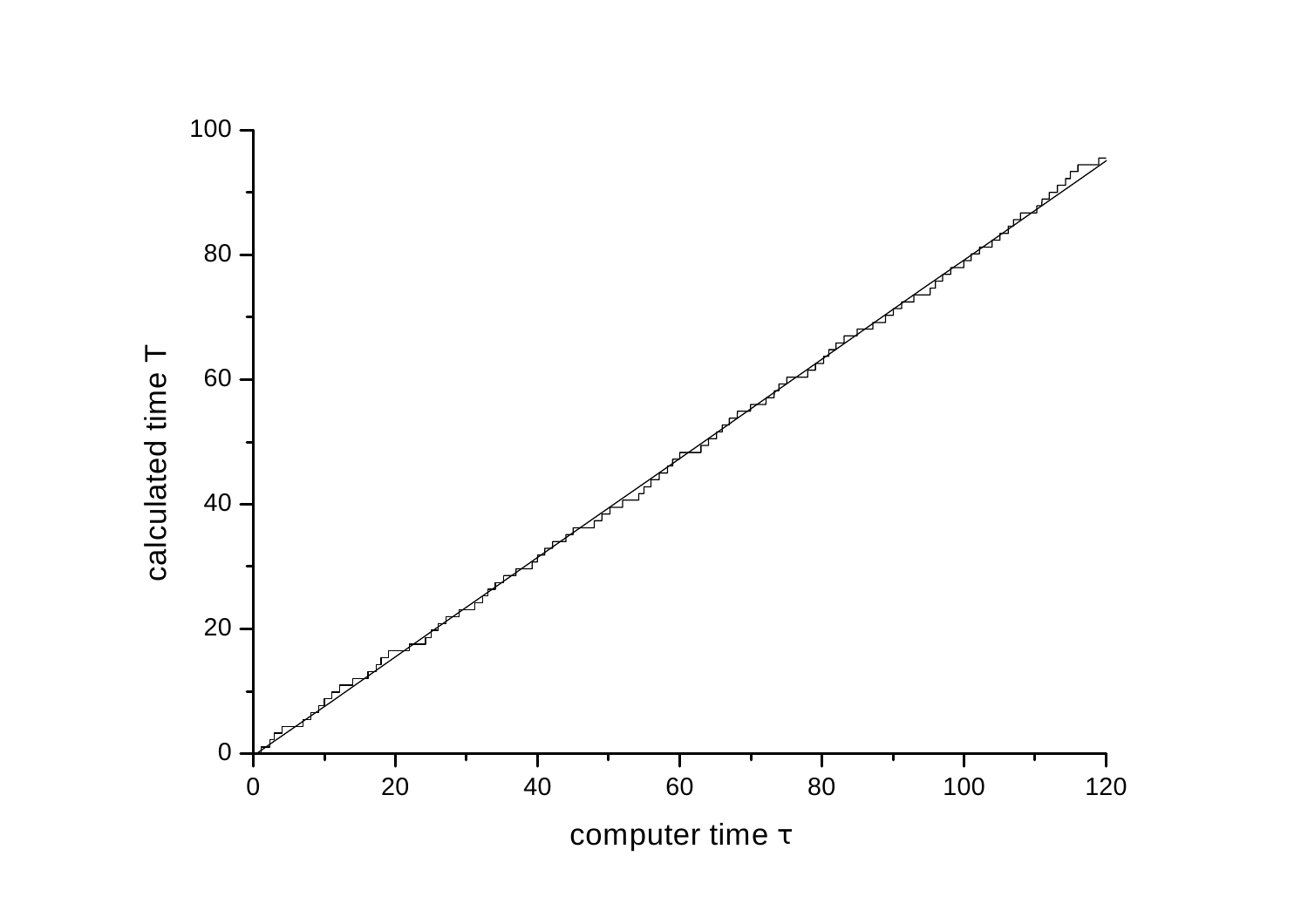calculated time $T$

computer time $\tau$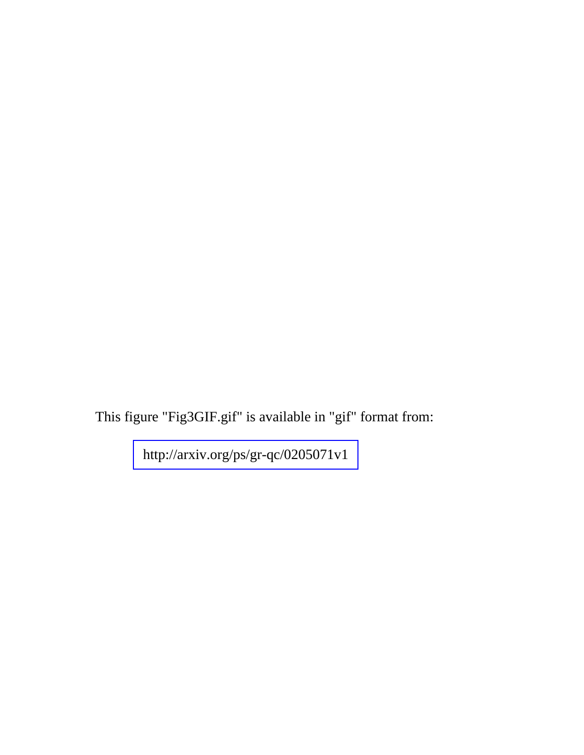This figure "Fig3GIF.gif" is available in "gif" format from:

http://arxiv.org/ps/gr-qc/0205071v1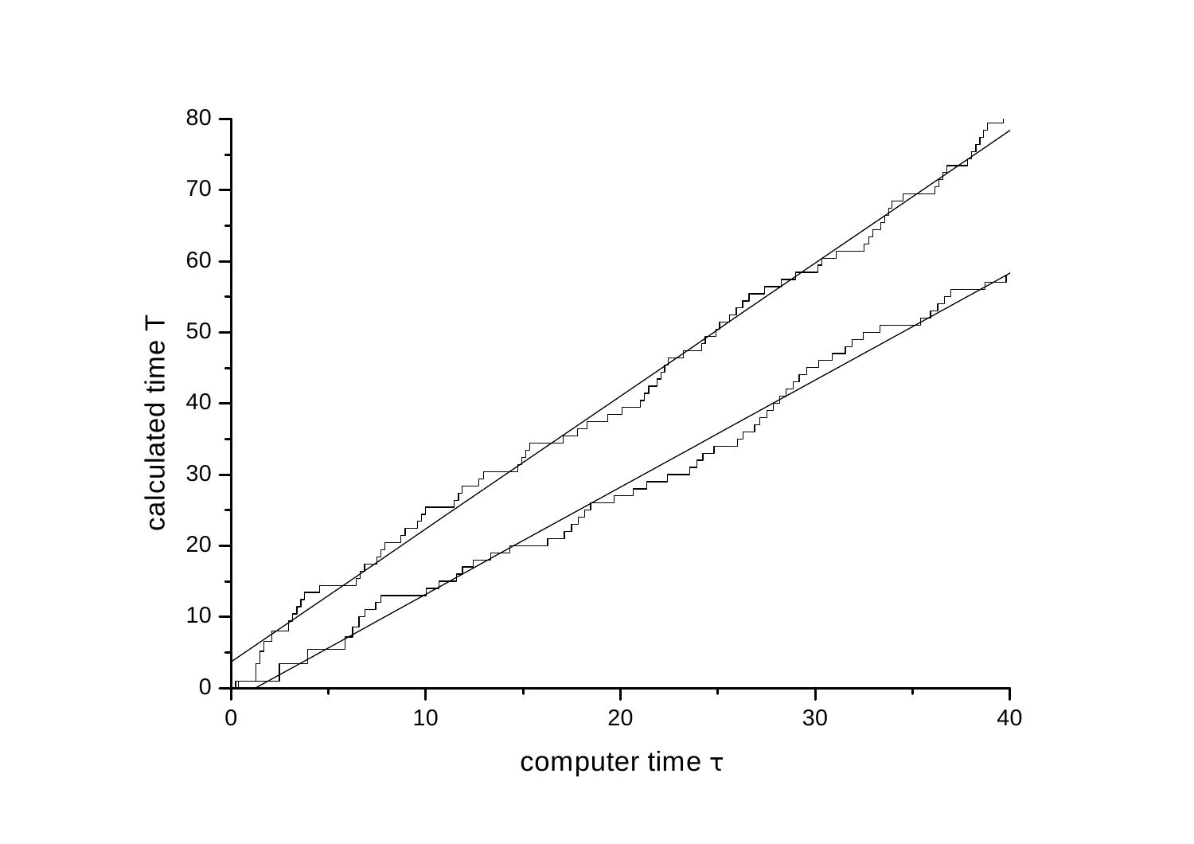calculated time $T$

computer time $\tau$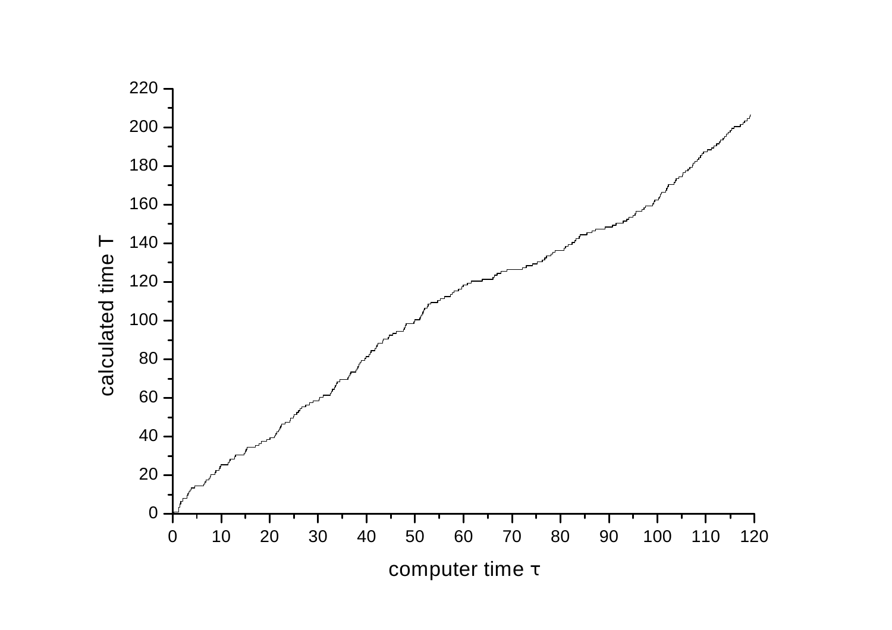220
200
180
160
140
120
100
80
60
40
20
0

calculated time T

0 10 20 30 40 50 60 70 80 90 100 110 120

computer time τ